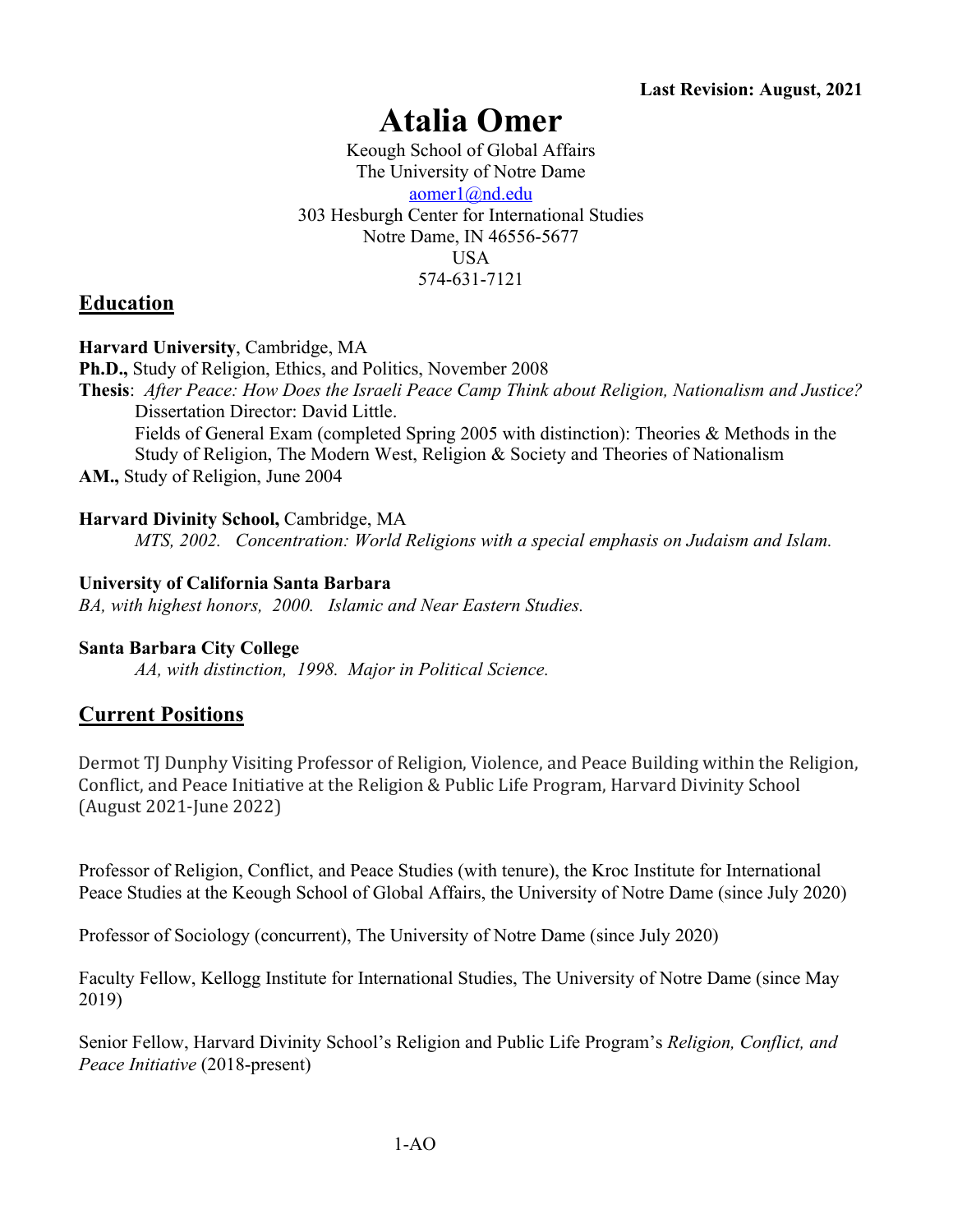**Last Revision: August, 2021**

# Atalia Omer

Keough School of Global Affairs
The University of Notre Dame
aomer1@nd.edu
303 Hesburgh Center for International Studies
Notre Dame, IN 46556-5677
USA
574-631-7121

## Education

**Harvard University**, Cambridge, MA
**Ph.D.,** Study of Religion, Ethics, and Politics, November 2008
**Thesis**: *After Peace: How Does the Israeli Peace Camp Think about Religion, Nationalism and Justice?*
Dissertation Director: David Little.
Fields of General Exam (completed Spring 2005 with distinction): Theories & Methods in the Study of Religion, The Modern West, Religion & Society and Theories of Nationalism
**AM.,** Study of Religion, June 2004

**Harvard Divinity School,** Cambridge, MA
*MTS, 2002. Concentration: World Religions with a special emphasis on Judaism and Islam.*

**University of California Santa Barbara**
*BA, with highest honors, 2000. Islamic and Near Eastern Studies.*

**Santa Barbara City College**
*AA, with distinction, 1998. Major in Political Science.*

## Current Positions

Dermot TJ Dunphy Visiting Professor of Religion, Violence, and Peace Building within the Religion, Conflict, and Peace Initiative at the Religion & Public Life Program, Harvard Divinity School (August 2021-June 2022)

Professor of Religion, Conflict, and Peace Studies (with tenure), the Kroc Institute for International Peace Studies at the Keough School of Global Affairs, the University of Notre Dame (since July 2020)

Professor of Sociology (concurrent), The University of Notre Dame (since July 2020)

Faculty Fellow, Kellogg Institute for International Studies, The University of Notre Dame (since May 2019)

Senior Fellow, Harvard Divinity School's Religion and Public Life Program's *Religion, Conflict, and Peace Initiative* (2018-present)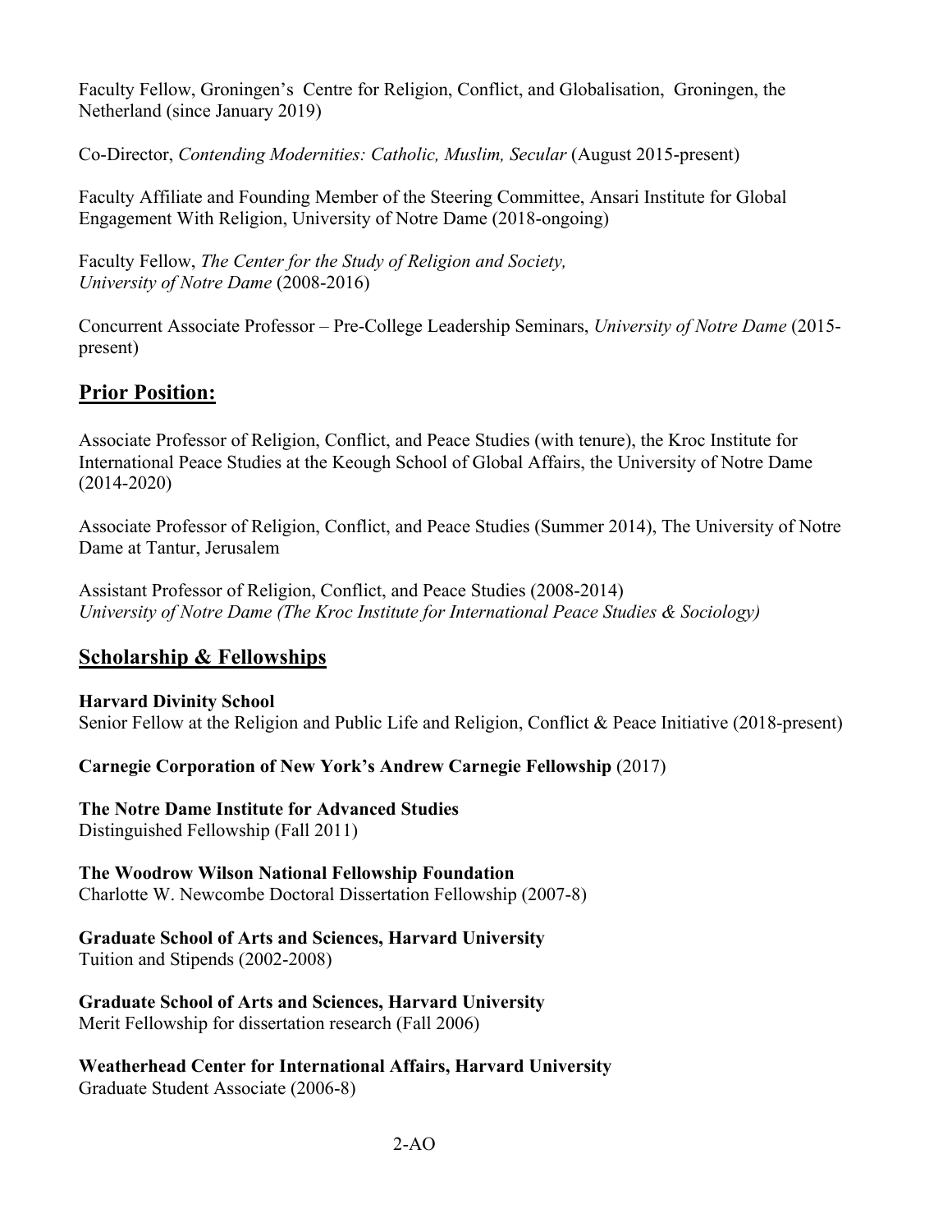Faculty Fellow, Groningen's Centre for Religion, Conflict, and Globalisation, Groningen, the Netherland (since January 2019)

Co-Director, *Contending Modernities: Catholic, Muslim, Secular* (August 2015-present)

Faculty Affiliate and Founding Member of the Steering Committee, Ansari Institute for Global Engagement With Religion, University of Notre Dame (2018-ongoing)

Faculty Fellow, *The Center for the Study of Religion and Society, University of Notre Dame* (2008-2016)

Concurrent Associate Professor – Pre-College Leadership Seminars, *University of Notre Dame* (2015-present)

## Prior Position:

Associate Professor of Religion, Conflict, and Peace Studies (with tenure), the Kroc Institute for International Peace Studies at the Keough School of Global Affairs, the University of Notre Dame (2014-2020)

Associate Professor of Religion, Conflict, and Peace Studies (Summer 2014), The University of Notre Dame at Tantur, Jerusalem

Assistant Professor of Religion, Conflict, and Peace Studies (2008-2014)
*University of Notre Dame (The Kroc Institute for International Peace Studies & Sociology)*

## Scholarship & Fellowships

**Harvard Divinity School**
Senior Fellow at the Religion and Public Life and Religion, Conflict & Peace Initiative (2018-present)

**Carnegie Corporation of New York's Andrew Carnegie Fellowship** (2017)

**The Notre Dame Institute for Advanced Studies**
Distinguished Fellowship (Fall 2011)

**The Woodrow Wilson National Fellowship Foundation**
Charlotte W. Newcombe Doctoral Dissertation Fellowship (2007-8)

**Graduate School of Arts and Sciences, Harvard University**
Tuition and Stipends (2002-2008)

**Graduate School of Arts and Sciences, Harvard University**
Merit Fellowship for dissertation research (Fall 2006)

**Weatherhead Center for International Affairs, Harvard University**
Graduate Student Associate (2006-8)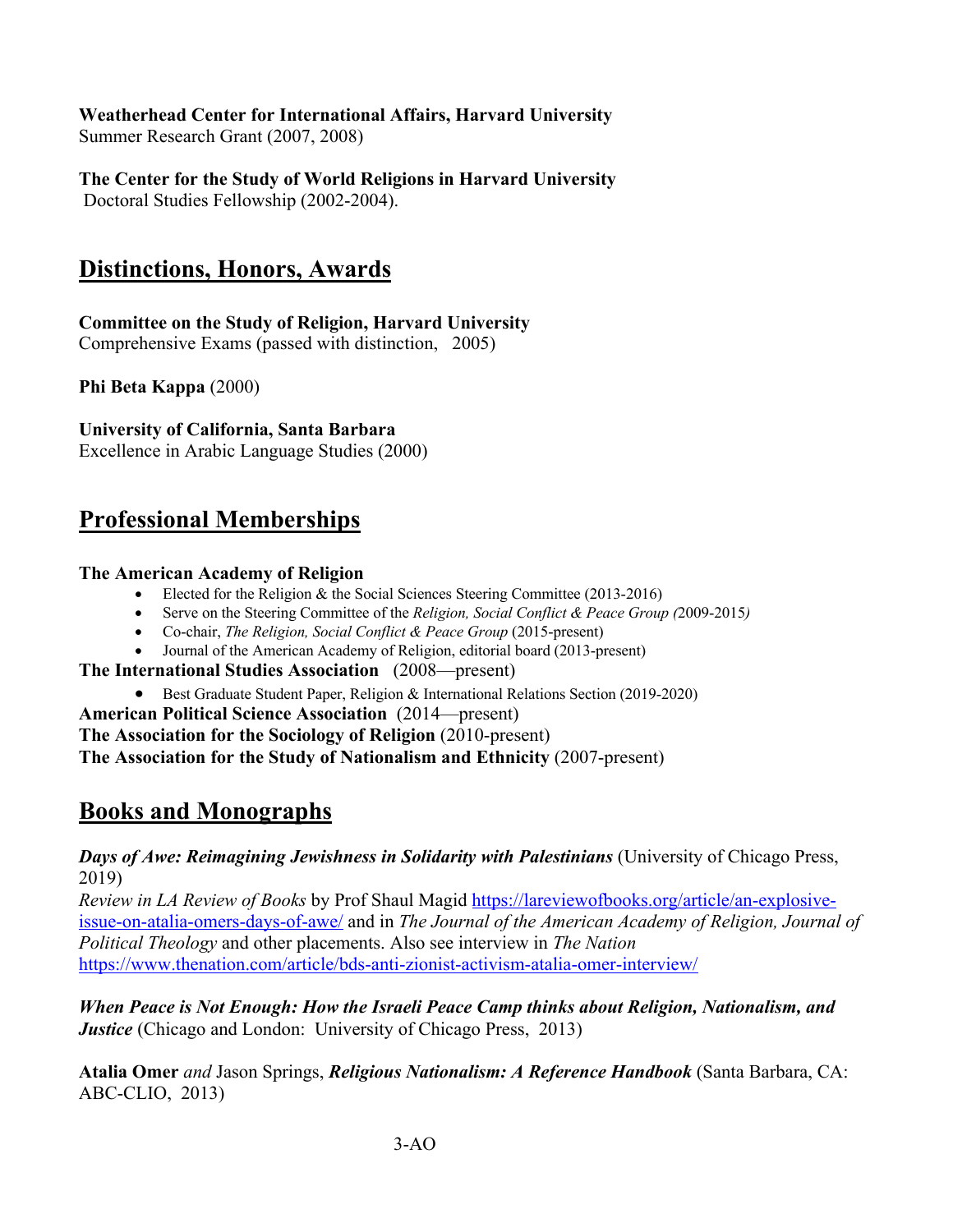**Weatherhead Center for International Affairs, Harvard University**
Summer Research Grant (2007, 2008)

**The Center for the Study of World Religions in Harvard University**
Doctoral Studies Fellowship (2002-2004).

## Distinctions, Honors, Awards

**Committee on the Study of Religion, Harvard University**
Comprehensive Exams (passed with distinction, 2005)

**Phi Beta Kappa** (2000)

**University of California, Santa Barbara**
Excellence in Arabic Language Studies (2000)

## Professional Memberships

**The American Academy of Religion**

- Elected for the Religion & the Social Sciences Steering Committee (2013-2016)
- Serve on the Steering Committee of the *Religion, Social Conflict & Peace Group (*2009-2015*)*
- Co-chair, *The Religion, Social Conflict & Peace Group* (2015-present)
- Journal of the American Academy of Religion, editorial board (2013-present)

**The International Studies Association** (2008—present)

- Best Graduate Student Paper, Religion & International Relations Section (2019-2020)

**American Political Science Association** (2014—present)
**The Association for the Sociology of Religion** (2010-present)
**The Association for the Study of Nationalism and Ethnicity** (2007-present)

## Books and Monographs

***Days of Awe: Reimagining Jewishness in Solidarity with Palestinians*** (University of Chicago Press, 2019)
*Review in LA Review of Books* by Prof Shaul Magid https://lareviewofbooks.org/article/an-explosive-issue-on-atalia-omers-days-of-awe/ and in *The Journal of the American Academy of Religion, Journal of Political Theology* and other placements. Also see interview in *The Nation* https://www.thenation.com/article/bds-anti-zionist-activism-atalia-omer-interview/

***When Peace is Not Enough: How the Israeli Peace Camp thinks about Religion, Nationalism, and Justice*** (Chicago and London: University of Chicago Press, 2013)

**Atalia Omer** *and* Jason Springs, ***Religious Nationalism: A Reference Handbook*** (Santa Barbara, CA: ABC-CLIO, 2013)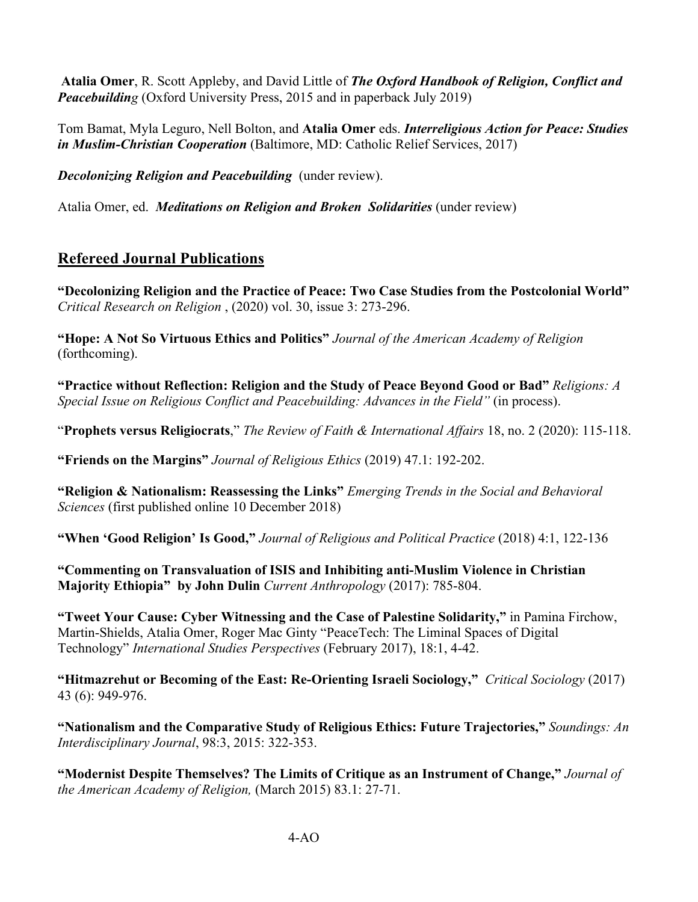**Atalia Omer**, R. Scott Appleby, and David Little of ***The Oxford Handbook of Religion, Conflict and Peacebuilding*** (Oxford University Press, 2015 and in paperback July 2019)

Tom Bamat, Myla Leguro, Nell Bolton, and **Atalia Omer** eds. ***Interreligious Action for Peace: Studies in Muslim-Christian Cooperation*** (Baltimore, MD: Catholic Relief Services, 2017)

***Decolonizing Religion and Peacebuilding*** (under review).

Atalia Omer, ed. ***Meditations on Religion and Broken Solidarities*** (under review)

## Refereed Journal Publications

**"Decolonizing Religion and the Practice of Peace: Two Case Studies from the Postcolonial World"** *Critical Research on Religion* , (2020) vol. 30, issue 3: 273-296.

**"Hope: A Not So Virtuous Ethics and Politics"** *Journal of the American Academy of Religion* (forthcoming).

**"Practice without Reflection: Religion and the Study of Peace Beyond Good or Bad"** *Religions: A Special Issue on Religious Conflict and Peacebuilding: Advances in the Field"* (in process).

"**Prophets versus Religiocrats**," *The Review of Faith & International Affairs* 18, no. 2 (2020): 115-118.

**"Friends on the Margins"** *Journal of Religious Ethics* (2019) 47.1: 192-202.

**"Religion & Nationalism: Reassessing the Links"** *Emerging Trends in the Social and Behavioral Sciences* (first published online 10 December 2018)

**"When 'Good Religion' Is Good,"** *Journal of Religious and Political Practice* (2018) 4:1, 122-136

**"Commenting on Transvaluation of ISIS and Inhibiting anti-Muslim Violence in Christian Majority Ethiopia" by John Dulin** *Current Anthropology* (2017): 785-804.

**"Tweet Your Cause: Cyber Witnessing and the Case of Palestine Solidarity,"** in Pamina Firchow, Martin-Shields, Atalia Omer, Roger Mac Ginty "PeaceTech: The Liminal Spaces of Digital Technology" *International Studies Perspectives* (February 2017), 18:1, 4-42.

**"Hitmazrehut or Becoming of the East: Re-Orienting Israeli Sociology,"** *Critical Sociology* (2017) 43 (6): 949-976.

**"Nationalism and the Comparative Study of Religious Ethics: Future Trajectories,"** *Soundings: An Interdisciplinary Journal*, 98:3, 2015: 322-353.

**"Modernist Despite Themselves? The Limits of Critique as an Instrument of Change,"** *Journal of the American Academy of Religion,* (March 2015) 83.1: 27-71.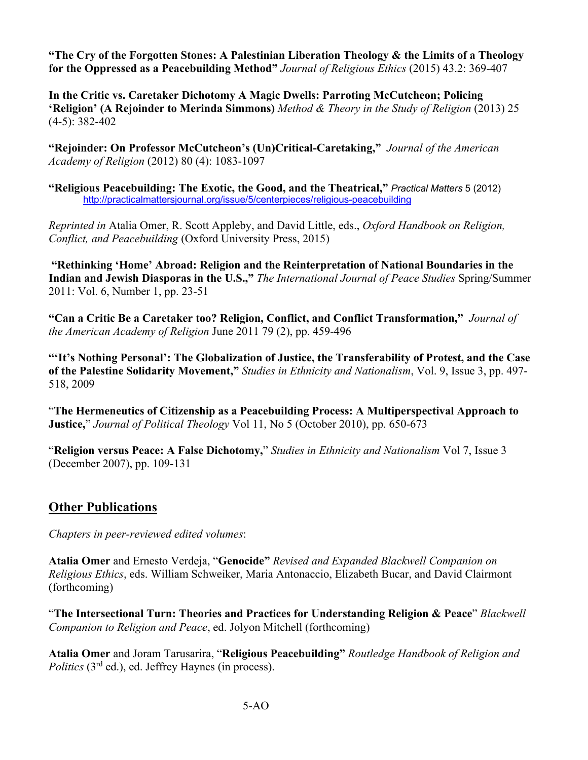**"The Cry of the Forgotten Stones: A Palestinian Liberation Theology & the Limits of a Theology for the Oppressed as a Peacebuilding Method"** *Journal of Religious Ethics* (2015) 43.2: 369-407

**In the Critic vs. Caretaker Dichotomy A Magic Dwells: Parroting McCutcheon; Policing 'Religion' (A Rejoinder to Merinda Simmons)** *Method & Theory in the Study of Religion* (2013) 25 (4-5): 382-402

**"Rejoinder: On Professor McCutcheon's (Un)Critical-Caretaking,"** *Journal of the American Academy of Religion* (2012) 80 (4): 1083-1097

**"Religious Peacebuilding: The Exotic, the Good, and the Theatrical,"** *Practical Matters* 5 (2012) http://practicalmattersjournal.org/issue/5/centerpieces/religious-peacebuilding

*Reprinted in* Atalia Omer, R. Scott Appleby, and David Little, eds., *Oxford Handbook on Religion, Conflict, and Peacebuilding* (Oxford University Press, 2015)

**"Rethinking 'Home' Abroad: Religion and the Reinterpretation of National Boundaries in the Indian and Jewish Diasporas in the U.S.,"** *The International Journal of Peace Studies* Spring/Summer 2011: Vol. 6, Number 1, pp. 23-51

**"Can a Critic Be a Caretaker too? Religion, Conflict, and Conflict Transformation,"** *Journal of the American Academy of Religion* June 2011 79 (2), pp. 459-496

**"'It's Nothing Personal': The Globalization of Justice, the Transferability of Protest, and the Case of the Palestine Solidarity Movement,"** *Studies in Ethnicity and Nationalism*, Vol. 9, Issue 3, pp. 497-518, 2009

"**The Hermeneutics of Citizenship as a Peacebuilding Process: A Multiperspectival Approach to Justice,**" *Journal of Political Theology* Vol 11, No 5 (October 2010), pp. 650-673

"**Religion versus Peace: A False Dichotomy,**" *Studies in Ethnicity and Nationalism* Vol 7, Issue 3 (December 2007), pp. 109-131

## Other Publications

*Chapters in peer-reviewed edited volumes*:

**Atalia Omer** and Ernesto Verdeja, "**Genocide"** *Revised and Expanded Blackwell Companion on Religious Ethics*, eds. William Schweiker, Maria Antonaccio, Elizabeth Bucar, and David Clairmont (forthcoming)

"**The Intersectional Turn: Theories and Practices for Understanding Religion & Peace**" *Blackwell Companion to Religion and Peace*, ed. Jolyon Mitchell (forthcoming)

**Atalia Omer** and Joram Tarusarira, "**Religious Peacebuilding"** *Routledge Handbook of Religion and Politics* (3rd ed.), ed. Jeffrey Haynes (in process).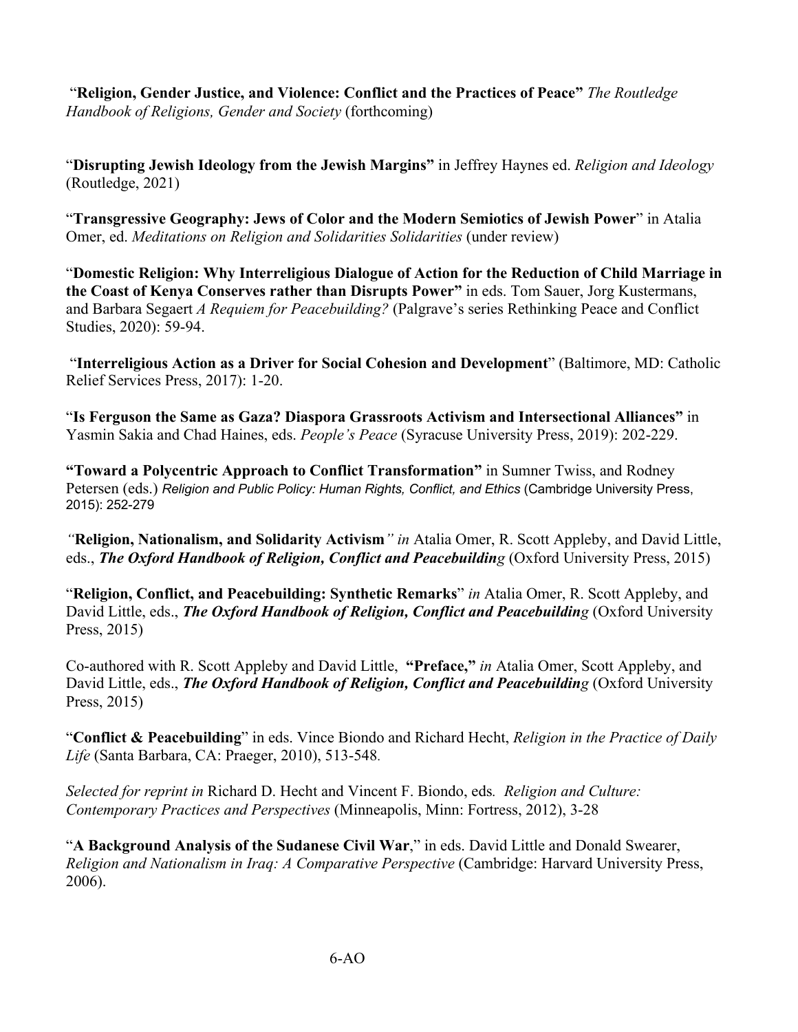“**Religion, Gender Justice, and Violence: Conflict and the Practices of Peace”** *The Routledge Handbook of Religions, Gender and Society* (forthcoming)

“**Disrupting Jewish Ideology from the Jewish Margins”** in Jeffrey Haynes ed. *Religion and Ideology* (Routledge, 2021)

“**Transgressive Geography: Jews of Color and the Modern Semiotics of Jewish Power**” in Atalia Omer, ed. *Meditations on Religion and Solidarities Solidarities* (under review)

“**Domestic Religion: Why Interreligious Dialogue of Action for the Reduction of Child Marriage in the Coast of Kenya Conserves rather than Disrupts Power”** in eds. Tom Sauer, Jorg Kustermans, and Barbara Segaert *A Requiem for Peacebuilding?* (Palgrave’s series Rethinking Peace and Conflict Studies, 2020): 59-94.

“**Interreligious Action as a Driver for Social Cohesion and Development**” (Baltimore, MD: Catholic Relief Services Press, 2017): 1-20.

“**Is Ferguson the Same as Gaza? Diaspora Grassroots Activism and Intersectional Alliances”** in Yasmin Sakia and Chad Haines, eds. *People’s Peace* (Syracuse University Press, 2019): 202-229.

**“Toward a Polycentric Approach to Conflict Transformation”** in Sumner Twiss, and Rodney Petersen (eds.) *Religion and Public Policy: Human Rights, Conflict, and Ethics* (Cambridge University Press, 2015): 252-279

*“***Religion, Nationalism, and Solidarity Activism***” in* Atalia Omer, R. Scott Appleby, and David Little, eds., ***The Oxford Handbook of Religion, Conflict and Peacebuildin****g* (Oxford University Press, 2015)

“**Religion, Conflict, and Peacebuilding: Synthetic Remarks**” *in* Atalia Omer, R. Scott Appleby, and David Little, eds., ***The Oxford Handbook of Religion, Conflict and Peacebuildin****g* (Oxford University Press, 2015)

Co-authored with R. Scott Appleby and David Little, **“Preface,”** *in* Atalia Omer, Scott Appleby, and David Little, eds., ***The Oxford Handbook of Religion, Conflict and Peacebuildin****g* (Oxford University Press, 2015)

“**Conflict & Peacebuilding**” in eds. Vince Biondo and Richard Hecht, *Religion in the Practice of Daily Life* (Santa Barbara, CA: Praeger, 2010), 513-548.

*Selected for reprint in* Richard D. Hecht and Vincent F. Biondo, eds*. Religion and Culture: Contemporary Practices and Perspectives* (Minneapolis, Minn: Fortress, 2012), 3-28

“**A Background Analysis of the Sudanese Civil War**,” in eds. David Little and Donald Swearer, *Religion and Nationalism in Iraq: A Comparative Perspective* (Cambridge: Harvard University Press, 2006).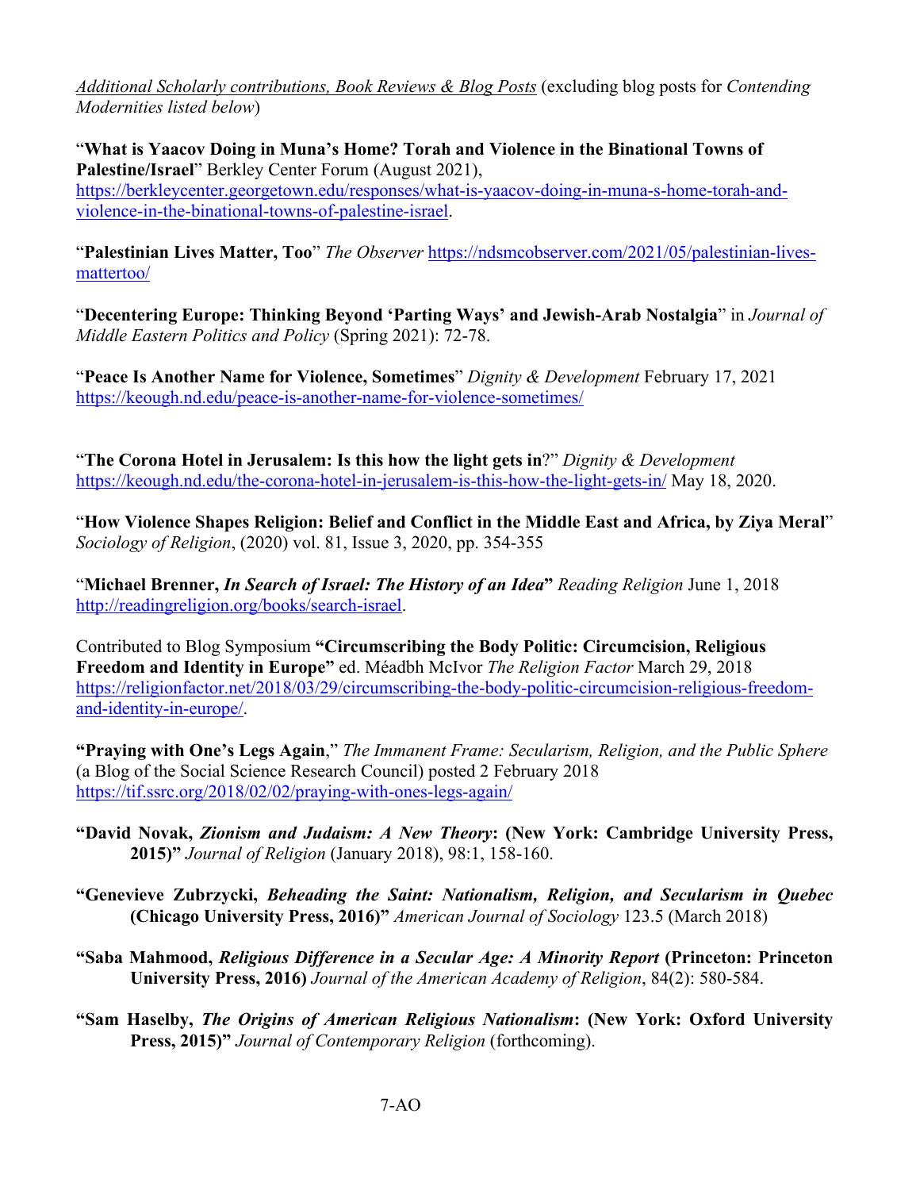_Additional Scholarly contributions, Book Reviews & Blog Posts_ (excluding blog posts for _Contending Modernities listed below_)

"**What is Yaacov Doing in Muna's Home? Torah and Violence in the Binational Towns of Palestine/Israel**" Berkley Center Forum (August 2021), https://berkleycenter.georgetown.edu/responses/what-is-yaacov-doing-in-muna-s-home-torah-and-violence-in-the-binational-towns-of-palestine-israel.

"**Palestinian Lives Matter, Too**" _The Observer_ https://ndsmcobserver.com/2021/05/palestinian-lives-mattertoo/

"**Decentering Europe: Thinking Beyond 'Parting Ways' and Jewish-Arab Nostalgia**" in _Journal of Middle Eastern Politics and Policy_ (Spring 2021): 72-78.

"**Peace Is Another Name for Violence, Sometimes**" _Dignity & Development_ February 17, 2021 https://keough.nd.edu/peace-is-another-name-for-violence-sometimes/

"**The Corona Hotel in Jerusalem: Is this how the light gets in**?" _Dignity & Development_ https://keough.nd.edu/the-corona-hotel-in-jerusalem-is-this-how-the-light-gets-in/ May 18, 2020.

"**How Violence Shapes Religion: Belief and Conflict in the Middle East and Africa, by Ziya Meral**" _Sociology of Religion_, (2020) vol. 81, Issue 3, 2020, pp. 354-355

"**Michael Brenner, _In Search of Israel: The History of an Idea_**" _Reading Religion_ June 1, 2018 http://readingreligion.org/books/search-israel.

Contributed to Blog Symposium **"Circumscribing the Body Politic: Circumcision, Religious Freedom and Identity in Europe"** ed. Méadbh McIvor _The Religion Factor_ March 29, 2018 https://religionfactor.net/2018/03/29/circumscribing-the-body-politic-circumcision-religious-freedom-and-identity-in-europe/.

**"Praying with One's Legs Again**," _The Immanent Frame: Secularism, Religion, and the Public Sphere_ (a Blog of the Social Science Research Council) posted 2 February 2018 https://tif.ssrc.org/2018/02/02/praying-with-ones-legs-again/

**"David Novak, _Zionism and Judaism: A New Theory_: (New York: Cambridge University Press, 2015)"** _Journal of Religion_ (January 2018), 98:1, 158-160.

**"Genevieve Zubrzycki, _Beheading the Saint: Nationalism, Religion, and Secularism in Quebec_ (Chicago University Press, 2016)"** _American Journal of Sociology_ 123.5 (March 2018)

**"Saba Mahmood, _Religious Difference in a Secular Age: A Minority Report_ (Princeton: Princeton University Press, 2016)** _Journal of the American Academy of Religion_, 84(2): 580-584.

**"Sam Haselby, _The Origins of American Religious Nationalism_: (New York: Oxford University Press, 2015)"** _Journal of Contemporary Religion_ (forthcoming).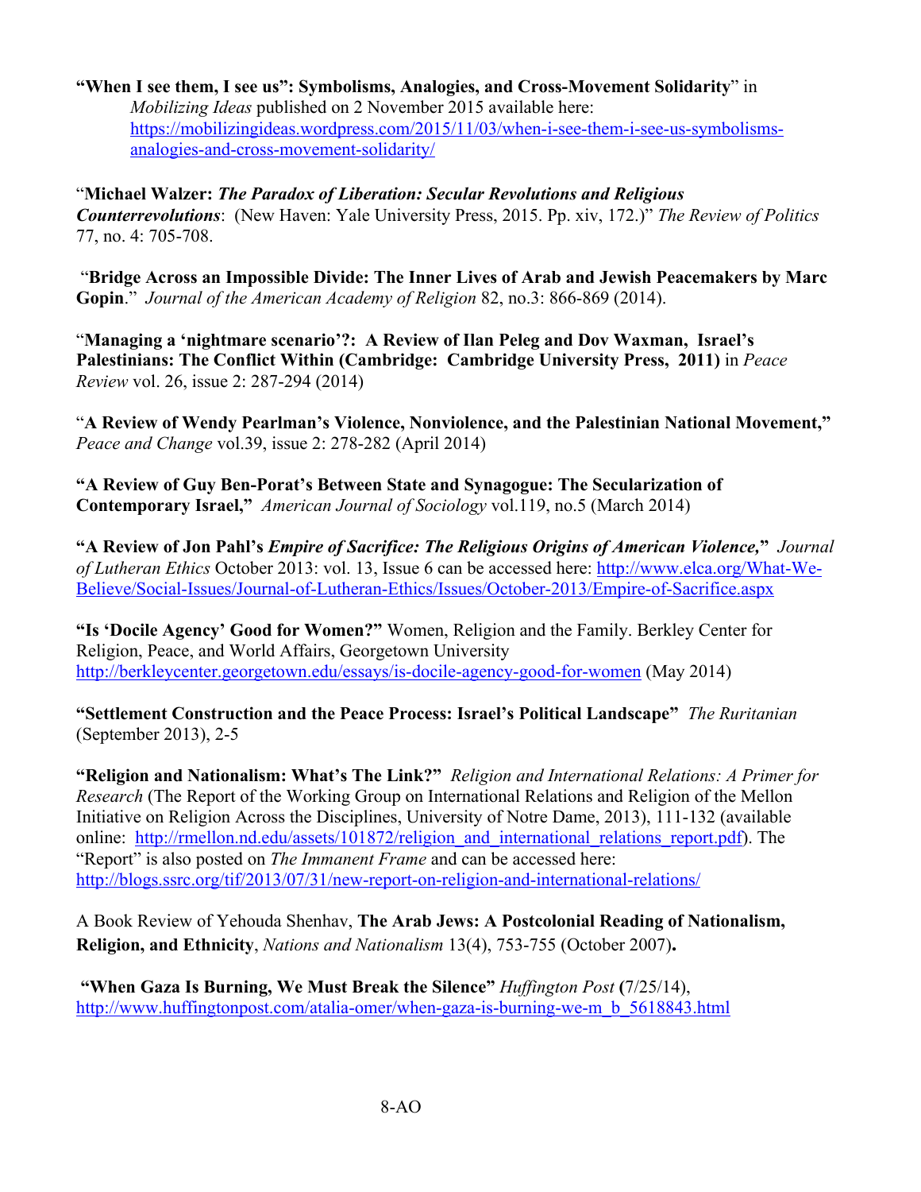**"When I see them, I see us": Symbolisms, Analogies, and Cross-Movement Solidarity**" in *Mobilizing Ideas* published on 2 November 2015 available here: https://mobilizingideas.wordpress.com/2015/11/03/when-i-see-them-i-see-us-symbolisms-analogies-and-cross-movement-solidarity/

"**Michael Walzer:** ***The Paradox of Liberation: Secular Revolutions and Religious Counterrevolutions***: (New Haven: Yale University Press, 2015. Pp. xiv, 172.)" *The Review of Politics* 77, no. 4: 705-708.

"**Bridge Across an Impossible Divide: The Inner Lives of Arab and Jewish Peacemakers by Marc Gopin**." *Journal of the American Academy of Religion* 82, no.3: 866-869 (2014).

"**Managing a 'nightmare scenario'?: A Review of Ilan Peleg and Dov Waxman, Israel's Palestinians: The Conflict Within (Cambridge: Cambridge University Press, 2011)** in *Peace Review* vol. 26, issue 2: 287-294 (2014)

"**A Review of Wendy Pearlman's Violence, Nonviolence, and the Palestinian National Movement,"** *Peace and Change* vol.39, issue 2: 278-282 (April 2014)

**"A Review of Guy Ben-Porat's Between State and Synagogue: The Secularization of Contemporary Israel,"** *American Journal of Sociology* vol.119, no.5 (March 2014)

**"A Review of Jon Pahl's *Empire of Sacrifice: The Religious Origins of American Violence*,"** *Journal of Lutheran Ethics* October 2013: vol. 13, Issue 6 can be accessed here: http://www.elca.org/What-We-Believe/Social-Issues/Journal-of-Lutheran-Ethics/Issues/October-2013/Empire-of-Sacrifice.aspx

**"Is 'Docile Agency' Good for Women?"** Women, Religion and the Family. Berkley Center for Religion, Peace, and World Affairs, Georgetown University http://berkleycenter.georgetown.edu/essays/is-docile-agency-good-for-women (May 2014)

**"Settlement Construction and the Peace Process: Israel's Political Landscape"** *The Ruritanian* (September 2013), 2-5

**"Religion and Nationalism: What's The Link?"** *Religion and International Relations: A Primer for Research* (The Report of the Working Group on International Relations and Religion of the Mellon Initiative on Religion Across the Disciplines, University of Notre Dame, 2013), 111-132 (available online: http://rmellon.nd.edu/assets/101872/religion_and_international_relations_report.pdf). The "Report" is also posted on *The Immanent Frame* and can be accessed here: http://blogs.ssrc.org/tif/2013/07/31/new-report-on-religion-and-international-relations/

A Book Review of Yehouda Shenhav, **The Arab Jews: A Postcolonial Reading of Nationalism, Religion, and Ethnicity**, *Nations and Nationalism* 13(4), 753-755 (October 2007)**.**

**"When Gaza Is Burning, We Must Break the Silence"** *Huffington Post* **(**7/25/14), http://www.huffingtonpost.com/atalia-omer/when-gaza-is-burning-we-m_b_5618843.html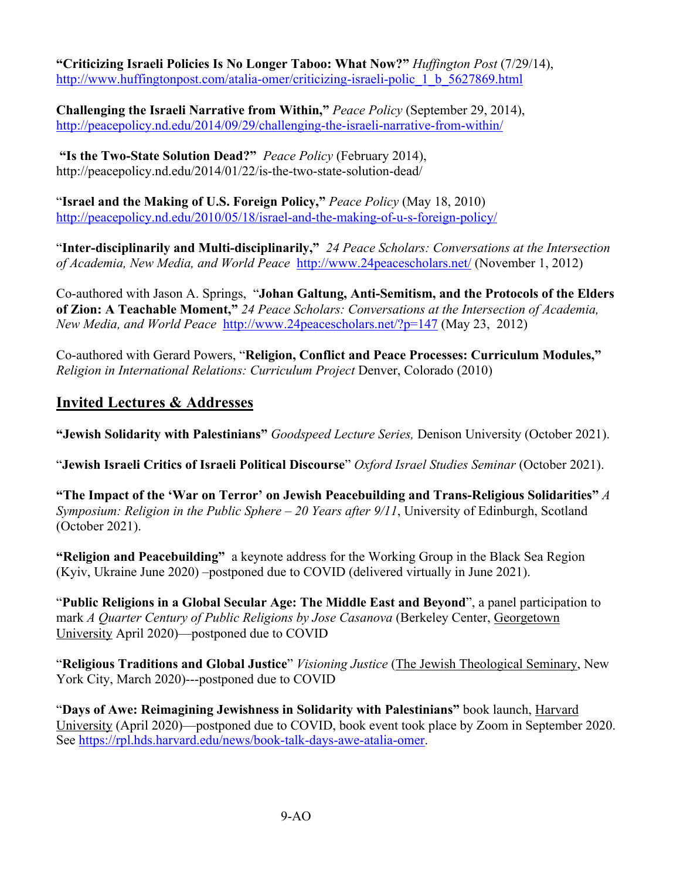**"Criticizing Israeli Policies Is No Longer Taboo: What Now?"** *Huffington Post* (7/29/14), http://www.huffingtonpost.com/atalia-omer/criticizing-israeli-polic_1_b_5627869.html

**Challenging the Israeli Narrative from Within,"** *Peace Policy* (September 29, 2014), http://peacepolicy.nd.edu/2014/09/29/challenging-the-israeli-narrative-from-within/

**"Is the Two-State Solution Dead?"** *Peace Policy* (February 2014), http://peacepolicy.nd.edu/2014/01/22/is-the-two-state-solution-dead/

"**Israel and the Making of U.S. Foreign Policy,"** *Peace Policy* (May 18, 2010) http://peacepolicy.nd.edu/2010/05/18/israel-and-the-making-of-u-s-foreign-policy/

"**Inter-disciplinarily and Multi-disciplinarily,"** *24 Peace Scholars: Conversations at the Intersection of Academia, New Media, and World Peace* http://www.24peacescholars.net/ (November 1, 2012)

Co-authored with Jason A. Springs, "**Johan Galtung, Anti-Semitism, and the Protocols of the Elders of Zion: A Teachable Moment,"** *24 Peace Scholars: Conversations at the Intersection of Academia, New Media, and World Peace* http://www.24peacescholars.net/?p=147 (May 23, 2012)

Co-authored with Gerard Powers, "**Religion, Conflict and Peace Processes: Curriculum Modules,"** *Religion in International Relations: Curriculum Project* Denver, Colorado (2010)

## Invited Lectures & Addresses

**"Jewish Solidarity with Palestinians"** *Goodspeed Lecture Series,* Denison University (October 2021).

"**Jewish Israeli Critics of Israeli Political Discourse**" *Oxford Israel Studies Seminar* (October 2021).

**"The Impact of the 'War on Terror' on Jewish Peacebuilding and Trans-Religious Solidarities"** *A Symposium: Religion in the Public Sphere – 20 Years after 9/11*, University of Edinburgh, Scotland (October 2021).

**"Religion and Peacebuilding"** a keynote address for the Working Group in the Black Sea Region (Kyiv, Ukraine June 2020) –postponed due to COVID (delivered virtually in June 2021).

"**Public Religions in a Global Secular Age: The Middle East and Beyond**", a panel participation to mark *A Quarter Century of Public Religions by Jose Casanova* (Berkeley Center, Georgetown University April 2020)—postponed due to COVID

"**Religious Traditions and Global Justice**" *Visioning Justice* (The Jewish Theological Seminary, New York City, March 2020)---postponed due to COVID

"**Days of Awe: Reimagining Jewishness in Solidarity with Palestinians"** book launch, Harvard University (April 2020)—postponed due to COVID, book event took place by Zoom in September 2020. See https://rpl.hds.harvard.edu/news/book-talk-days-awe-atalia-omer.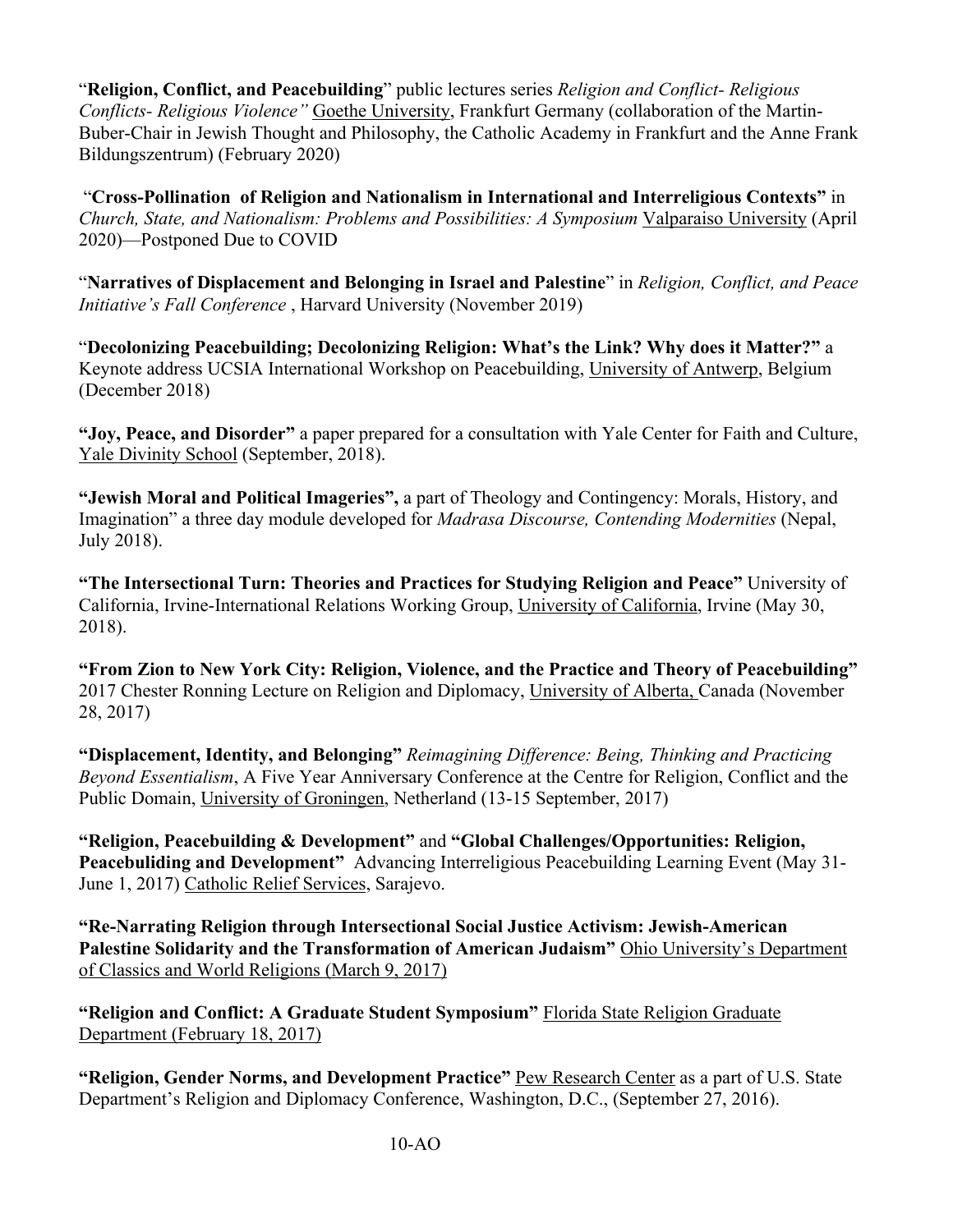"**Religion, Conflict, and Peacebuilding**" public lectures series *Religion and Conflict- Religious Conflicts- Religious Violence"* Goethe University, Frankfurt Germany (collaboration of the Martin-Buber-Chair in Jewish Thought and Philosophy, the Catholic Academy in Frankfurt and the Anne Frank Bildungszentrum) (February 2020)

"**Cross-Pollination of Religion and Nationalism in International and Interreligious Contexts"** in *Church, State, and Nationalism: Problems and Possibilities: A Symposium* Valparaiso University (April 2020)—Postponed Due to COVID

"**Narratives of Displacement and Belonging in Israel and Palestine**" in *Religion, Conflict, and Peace Initiative's Fall Conference* , Harvard University (November 2019)

"**Decolonizing Peacebuilding; Decolonizing Religion: What's the Link? Why does it Matter?"** a Keynote address UCSIA International Workshop on Peacebuilding, University of Antwerp, Belgium (December 2018)

**"Joy, Peace, and Disorder"** a paper prepared for a consultation with Yale Center for Faith and Culture, Yale Divinity School (September, 2018).

**"Jewish Moral and Political Imageries",** a part of Theology and Contingency: Morals, History, and Imagination" a three day module developed for *Madrasa Discourse, Contending Modernities* (Nepal, July 2018).

**"The Intersectional Turn: Theories and Practices for Studying Religion and Peace"** University of California, Irvine-International Relations Working Group, University of California, Irvine (May 30, 2018).

**"From Zion to New York City: Religion, Violence, and the Practice and Theory of Peacebuilding"** 2017 Chester Ronning Lecture on Religion and Diplomacy, University of Alberta, Canada (November 28, 2017)

**"Displacement, Identity, and Belonging"** *Reimagining Difference: Being, Thinking and Practicing Beyond Essentialism*, A Five Year Anniversary Conference at the Centre for Religion, Conflict and the Public Domain, University of Groningen, Netherland (13-15 September, 2017)

**"Religion, Peacebuilding & Development"** and **"Global Challenges/Opportunities: Religion, Peacebuliding and Development"** Advancing Interreligious Peacebuilding Learning Event (May 31-June 1, 2017) Catholic Relief Services, Sarajevo.

**"Re-Narrating Religion through Intersectional Social Justice Activism: Jewish-American Palestine Solidarity and the Transformation of American Judaism"** Ohio University's Department of Classics and World Religions (March 9, 2017)

**"Religion and Conflict: A Graduate Student Symposium"** Florida State Religion Graduate Department (February 18, 2017)

**"Religion, Gender Norms, and Development Practice"** Pew Research Center as a part of U.S. State Department's Religion and Diplomacy Conference, Washington, D.C., (September 27, 2016).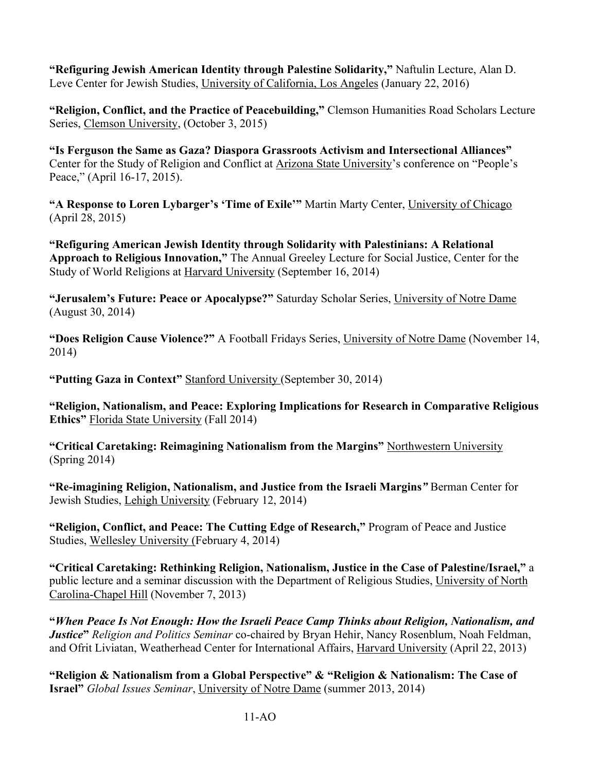**"Refiguring Jewish American Identity through Palestine Solidarity,"** Naftulin Lecture, Alan D. Leve Center for Jewish Studies, University of California, Los Angeles (January 22, 2016)

**"Religion, Conflict, and the Practice of Peacebuilding,"** Clemson Humanities Road Scholars Lecture Series, Clemson University, (October 3, 2015)

**"Is Ferguson the Same as Gaza? Diaspora Grassroots Activism and Intersectional Alliances"** Center for the Study of Religion and Conflict at Arizona State University's conference on "People's Peace," (April 16-17, 2015).

**"A Response to Loren Lybarger's 'Time of Exile'"** Martin Marty Center, University of Chicago (April 28, 2015)

**"Refiguring American Jewish Identity through Solidarity with Palestinians: A Relational Approach to Religious Innovation,"** The Annual Greeley Lecture for Social Justice, Center for the Study of World Religions at Harvard University (September 16, 2014)

**"Jerusalem's Future: Peace or Apocalypse?"** Saturday Scholar Series, University of Notre Dame (August 30, 2014)

**"Does Religion Cause Violence?"** A Football Fridays Series, University of Notre Dame (November 14, 2014)

**"Putting Gaza in Context"** Stanford University (September 30, 2014)

**"Religion, Nationalism, and Peace: Exploring Implications for Research in Comparative Religious Ethics"** Florida State University (Fall 2014)

**"Critical Caretaking: Reimagining Nationalism from the Margins"** Northwestern University (Spring 2014)

**"Re-imagining Religion, Nationalism, and Justice from the Israeli Margins"** Berman Center for Jewish Studies, Lehigh University (February 12, 2014)

**"Religion, Conflict, and Peace: The Cutting Edge of Research,"** Program of Peace and Justice Studies, Wellesley University (February 4, 2014)

**"Critical Caretaking: Rethinking Religion, Nationalism, Justice in the Case of Palestine/Israel,"** a public lecture and a seminar discussion with the Department of Religious Studies, University of North Carolina-Chapel Hill (November 7, 2013)

**"*When Peace Is Not Enough: How the Israeli Peace Camp Thinks about Religion, Nationalism, and Justice*"** *Religion and Politics Seminar* co-chaired by Bryan Hehir, Nancy Rosenblum, Noah Feldman, and Ofrit Liviatan, Weatherhead Center for International Affairs, Harvard University (April 22, 2013)

**"Religion & Nationalism from a Global Perspective" & "Religion & Nationalism: The Case of Israel"** *Global Issues Seminar*, University of Notre Dame (summer 2013, 2014)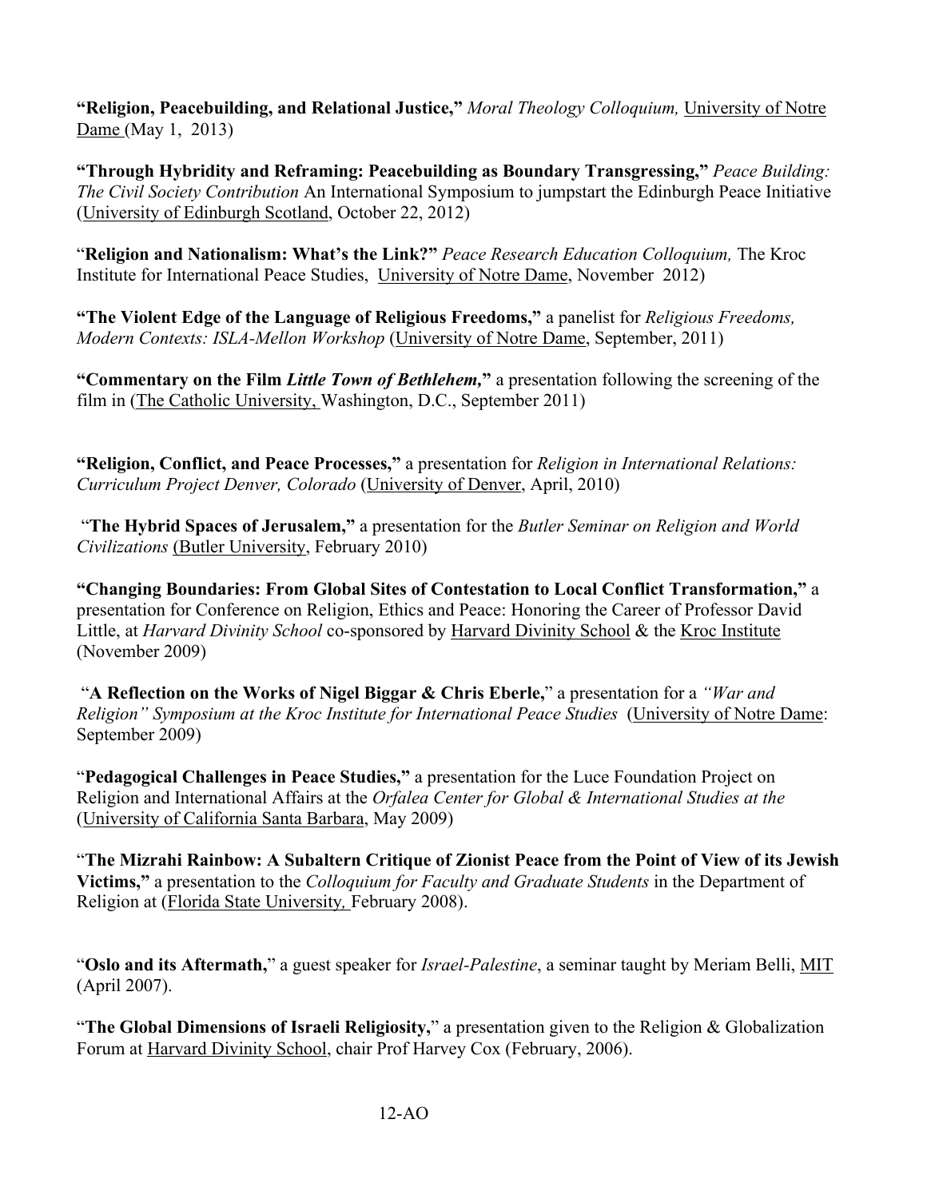**"Religion, Peacebuilding, and Relational Justice,"** *Moral Theology Colloquium,* University of Notre Dame (May 1, 2013)

**"Through Hybridity and Reframing: Peacebuilding as Boundary Transgressing,"** *Peace Building: The Civil Society Contribution* An International Symposium to jumpstart the Edinburgh Peace Initiative (University of Edinburgh Scotland, October 22, 2012)

"**Religion and Nationalism: What's the Link?"** *Peace Research Education Colloquium,* The Kroc Institute for International Peace Studies, University of Notre Dame, November 2012)

**"The Violent Edge of the Language of Religious Freedoms,"** a panelist for *Religious Freedoms, Modern Contexts: ISLA-Mellon Workshop* (University of Notre Dame, September, 2011)

**"Commentary on the Film *Little Town of Bethlehem,*"** a presentation following the screening of the film in (The Catholic University, Washington, D.C., September 2011)

**"Religion, Conflict, and Peace Processes,"** a presentation for *Religion in International Relations: Curriculum Project Denver, Colorado* (University of Denver, April, 2010)

"**The Hybrid Spaces of Jerusalem,"** a presentation for the *Butler Seminar on Religion and World Civilizations* (Butler University, February 2010)

**"Changing Boundaries: From Global Sites of Contestation to Local Conflict Transformation,"** a presentation for Conference on Religion, Ethics and Peace: Honoring the Career of Professor David Little, at *Harvard Divinity School* co-sponsored by Harvard Divinity School & the Kroc Institute (November 2009)

"**A Reflection on the Works of Nigel Biggar & Chris Eberle,**" a presentation for a *"War and Religion" Symposium at the Kroc Institute for International Peace Studies* (University of Notre Dame: September 2009)

"**Pedagogical Challenges in Peace Studies,"** a presentation for the Luce Foundation Project on Religion and International Affairs at the *Orfalea Center for Global & International Studies at the* (University of California Santa Barbara, May 2009)

"**The Mizrahi Rainbow: A Subaltern Critique of Zionist Peace from the Point of View of its Jewish Victims,"** a presentation to the *Colloquium for Faculty and Graduate Students* in the Department of Religion at (Florida State University, February 2008).

"**Oslo and its Aftermath,**" a guest speaker for *Israel-Palestine*, a seminar taught by Meriam Belli, MIT (April 2007).

"**The Global Dimensions of Israeli Religiosity,**" a presentation given to the Religion & Globalization Forum at Harvard Divinity School, chair Prof Harvey Cox (February, 2006).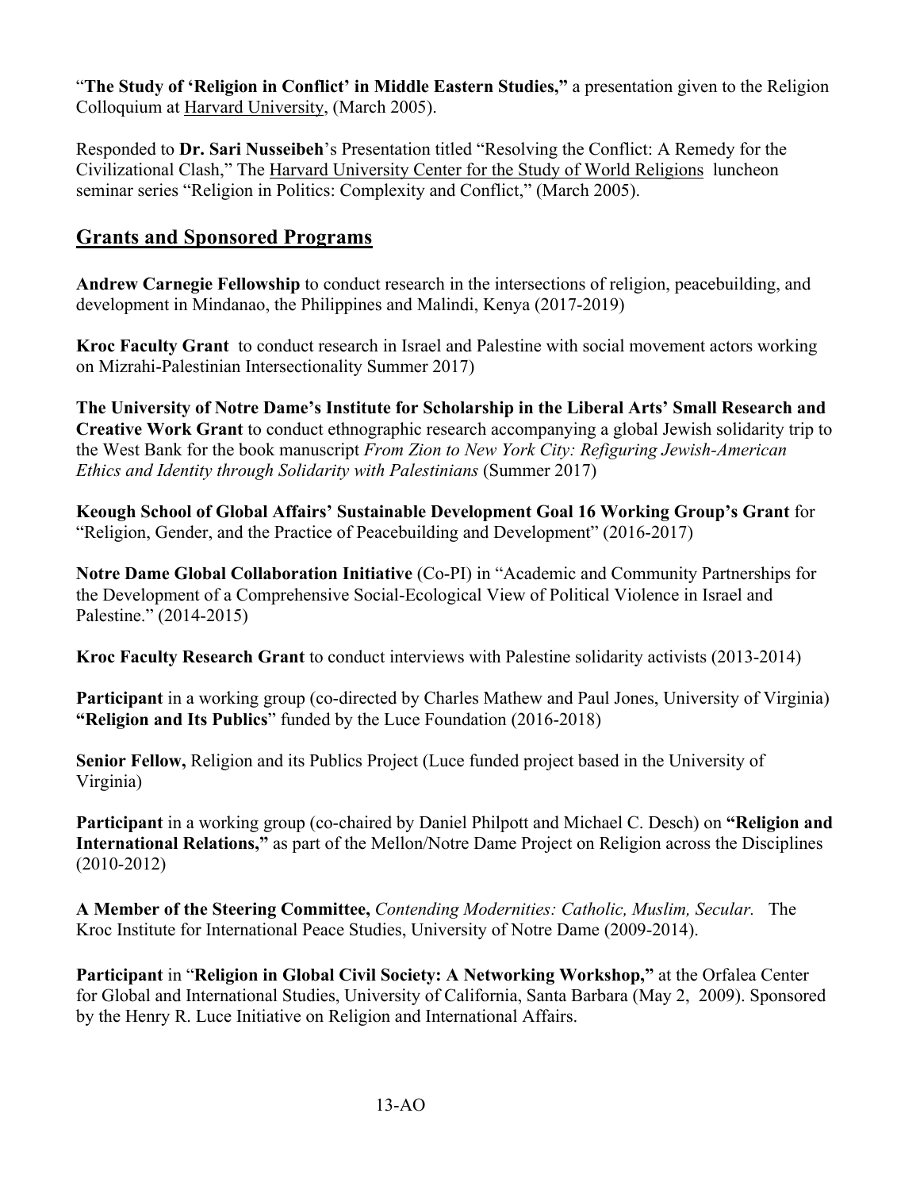"**The Study of 'Religion in Conflict' in Middle Eastern Studies,"** a presentation given to the Religion Colloquium at Harvard University, (March 2005).

Responded to **Dr. Sari Nusseibeh**'s Presentation titled "Resolving the Conflict: A Remedy for the Civilizational Clash," The Harvard University Center for the Study of World Religions luncheon seminar series "Religion in Politics: Complexity and Conflict," (March 2005).

## Grants and Sponsored Programs

**Andrew Carnegie Fellowship** to conduct research in the intersections of religion, peacebuilding, and development in Mindanao, the Philippines and Malindi, Kenya (2017-2019)

**Kroc Faculty Grant** to conduct research in Israel and Palestine with social movement actors working on Mizrahi-Palestinian Intersectionality Summer 2017)

**The University of Notre Dame's Institute for Scholarship in the Liberal Arts' Small Research and Creative Work Grant** to conduct ethnographic research accompanying a global Jewish solidarity trip to the West Bank for the book manuscript *From Zion to New York City: Refiguring Jewish-American Ethics and Identity through Solidarity with Palestinians* (Summer 2017)

**Keough School of Global Affairs' Sustainable Development Goal 16 Working Group's Grant** for "Religion, Gender, and the Practice of Peacebuilding and Development" (2016-2017)

**Notre Dame Global Collaboration Initiative** (Co-PI) in "Academic and Community Partnerships for the Development of a Comprehensive Social-Ecological View of Political Violence in Israel and Palestine." (2014-2015)

**Kroc Faculty Research Grant** to conduct interviews with Palestine solidarity activists (2013-2014)

**Participant** in a working group (co-directed by Charles Mathew and Paul Jones, University of Virginia) **"Religion and Its Publics**" funded by the Luce Foundation (2016-2018)

**Senior Fellow,** Religion and its Publics Project (Luce funded project based in the University of Virginia)

**Participant** in a working group (co-chaired by Daniel Philpott and Michael C. Desch) on **"Religion and International Relations,"** as part of the Mellon/Notre Dame Project on Religion across the Disciplines (2010-2012)

**A Member of the Steering Committee,** *Contending Modernities: Catholic, Muslim, Secular.* The Kroc Institute for International Peace Studies, University of Notre Dame (2009-2014).

**Participant** in "**Religion in Global Civil Society: A Networking Workshop,"** at the Orfalea Center for Global and International Studies, University of California, Santa Barbara (May 2, 2009). Sponsored by the Henry R. Luce Initiative on Religion and International Affairs.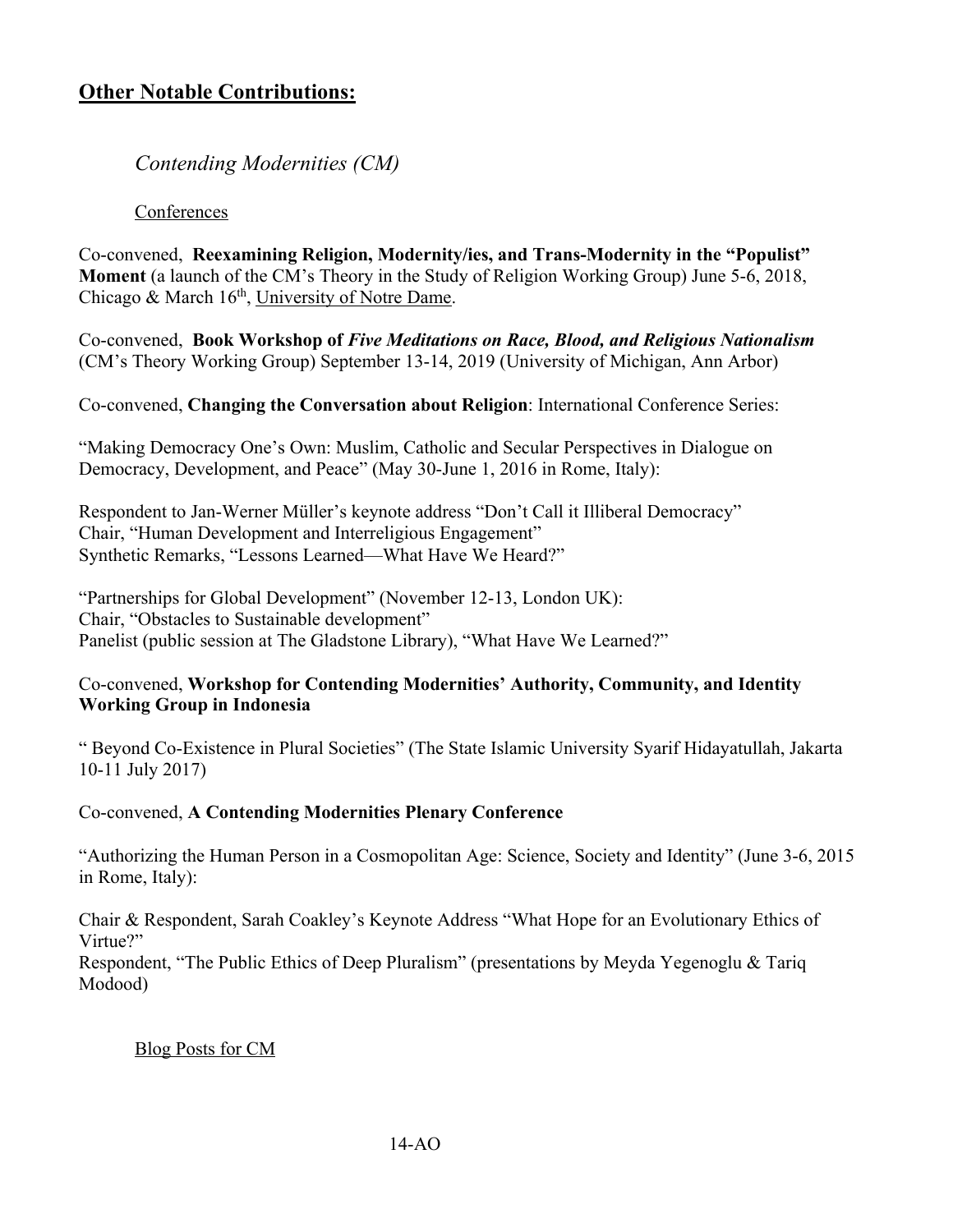## **Other Notable Contributions:**

### *Contending Modernities (CM)*

<u>Conferences</u>

Co-convened, **Reexamining Religion, Modernity/ies, and Trans-Modernity in the "Populist" Moment** (a launch of the CM's Theory in the Study of Religion Working Group) June 5-6, 2018, Chicago & March 16th, <u>University of Notre Dame</u>.

Co-convened, **Book Workshop of *Five Meditations on Race, Blood, and Religious Nationalism*** (CM's Theory Working Group) September 13-14, 2019 (University of Michigan, Ann Arbor)

Co-convened, **Changing the Conversation about Religion**: International Conference Series:

"Making Democracy One's Own: Muslim, Catholic and Secular Perspectives in Dialogue on Democracy, Development, and Peace" (May 30-June 1, 2016 in Rome, Italy):

Respondent to Jan-Werner Müller's keynote address "Don't Call it Illiberal Democracy"
Chair, "Human Development and Interreligious Engagement"
Synthetic Remarks, "Lessons Learned—What Have We Heard?"

"Partnerships for Global Development" (November 12-13, London UK):
Chair, "Obstacles to Sustainable development"
Panelist (public session at The Gladstone Library), "What Have We Learned?"

Co-convened, **Workshop for Contending Modernities' Authority, Community, and Identity Working Group in Indonesia**

" Beyond Co-Existence in Plural Societies" (The State Islamic University Syarif Hidayatullah, Jakarta 10-11 July 2017)

Co-convened, **A Contending Modernities Plenary Conference**

"Authorizing the Human Person in a Cosmopolitan Age: Science, Society and Identity" (June 3-6, 2015 in Rome, Italy):

Chair & Respondent, Sarah Coakley's Keynote Address "What Hope for an Evolutionary Ethics of Virtue?"
Respondent, "The Public Ethics of Deep Pluralism" (presentations by Meyda Yegenoglu & Tariq Modood)

<u>Blog Posts for CM</u>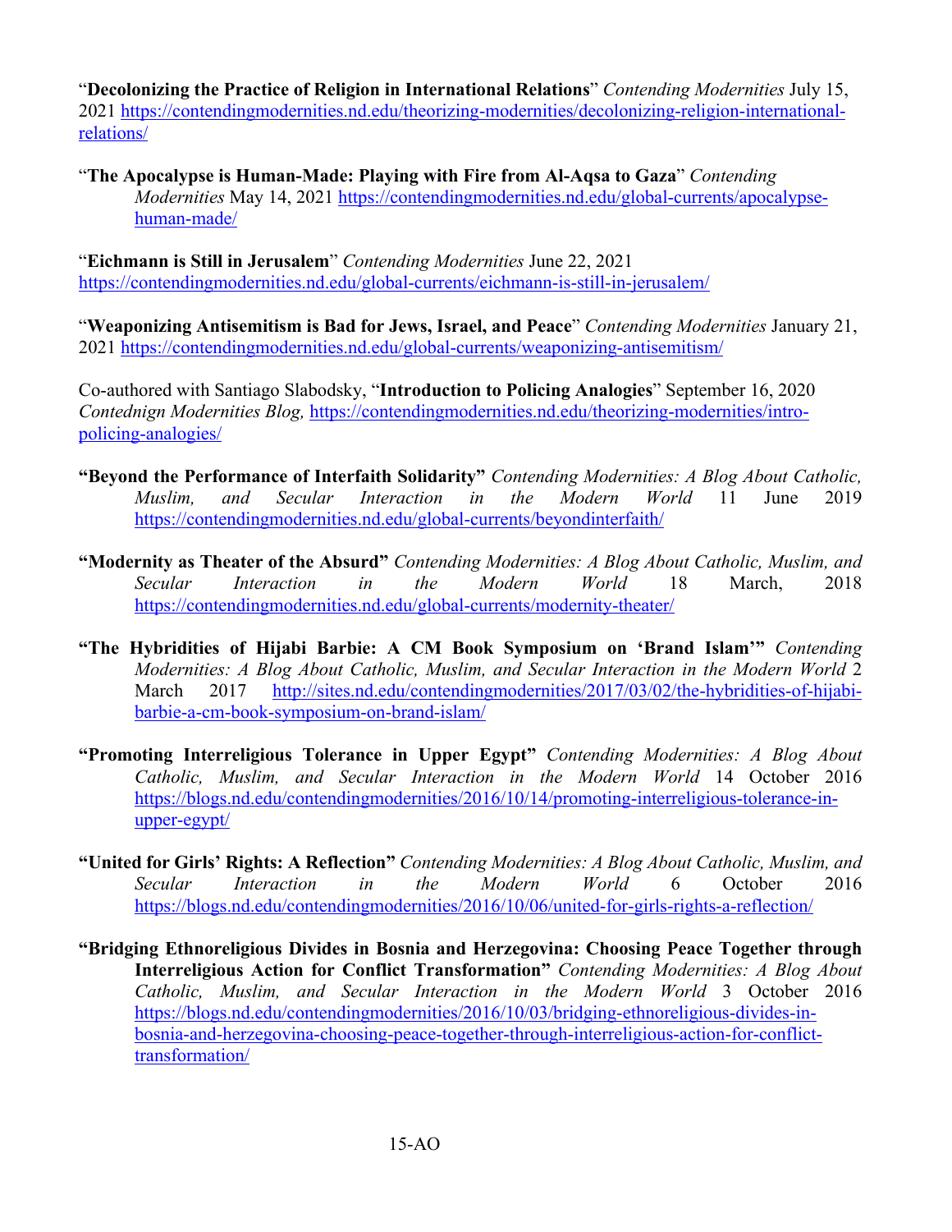"**Decolonizing the Practice of Religion in International Relations**" *Contending Modernities* July 15, 2021 https://contendingmodernities.nd.edu/theorizing-modernities/decolonizing-religion-international-relations/

"**The Apocalypse is Human-Made: Playing with Fire from Al-Aqsa to Gaza**" *Contending Modernities* May 14, 2021 https://contendingmodernities.nd.edu/global-currents/apocalypse-human-made/

"**Eichmann is Still in Jerusalem**" *Contending Modernities* June 22, 2021 https://contendingmodernities.nd.edu/global-currents/eichmann-is-still-in-jerusalem/

"**Weaponizing Antisemitism is Bad for Jews, Israel, and Peace**" *Contending Modernities* January 21, 2021 https://contendingmodernities.nd.edu/global-currents/weaponizing-antisemitism/

Co-authored with Santiago Slabodsky, "**Introduction to Policing Analogies**" September 16, 2020 *Contednign Modernities Blog,* https://contendingmodernities.nd.edu/theorizing-modernities/intro-policing-analogies/

**"Beyond the Performance of Interfaith Solidarity"** *Contending Modernities: A Blog About Catholic, Muslim, and Secular Interaction in the Modern World* 11 June 2019 https://contendingmodernities.nd.edu/global-currents/beyondinterfaith/

**"Modernity as Theater of the Absurd"** *Contending Modernities: A Blog About Catholic, Muslim, and Secular Interaction in the Modern World* 18 March, 2018 https://contendingmodernities.nd.edu/global-currents/modernity-theater/

**"The Hybridities of Hijabi Barbie: A CM Book Symposium on 'Brand Islam'"** *Contending Modernities: A Blog About Catholic, Muslim, and Secular Interaction in the Modern World* 2 March 2017 http://sites.nd.edu/contendingmodernities/2017/03/02/the-hybridities-of-hijabi-barbie-a-cm-book-symposium-on-brand-islam/

**"Promoting Interreligious Tolerance in Upper Egypt"** *Contending Modernities: A Blog About Catholic, Muslim, and Secular Interaction in the Modern World* 14 October 2016 https://blogs.nd.edu/contendingmodernities/2016/10/14/promoting-interreligious-tolerance-in-upper-egypt/

**"United for Girls' Rights: A Reflection"** *Contending Modernities: A Blog About Catholic, Muslim, and Secular Interaction in the Modern World* 6 October 2016 https://blogs.nd.edu/contendingmodernities/2016/10/06/united-for-girls-rights-a-reflection/

**"Bridging Ethnoreligious Divides in Bosnia and Herzegovina: Choosing Peace Together through Interreligious Action for Conflict Transformation"** *Contending Modernities: A Blog About Catholic, Muslim, and Secular Interaction in the Modern World* 3 October 2016 https://blogs.nd.edu/contendingmodernities/2016/10/03/bridging-ethnoreligious-divides-in-bosnia-and-herzegovina-choosing-peace-together-through-interreligious-action-for-conflict-transformation/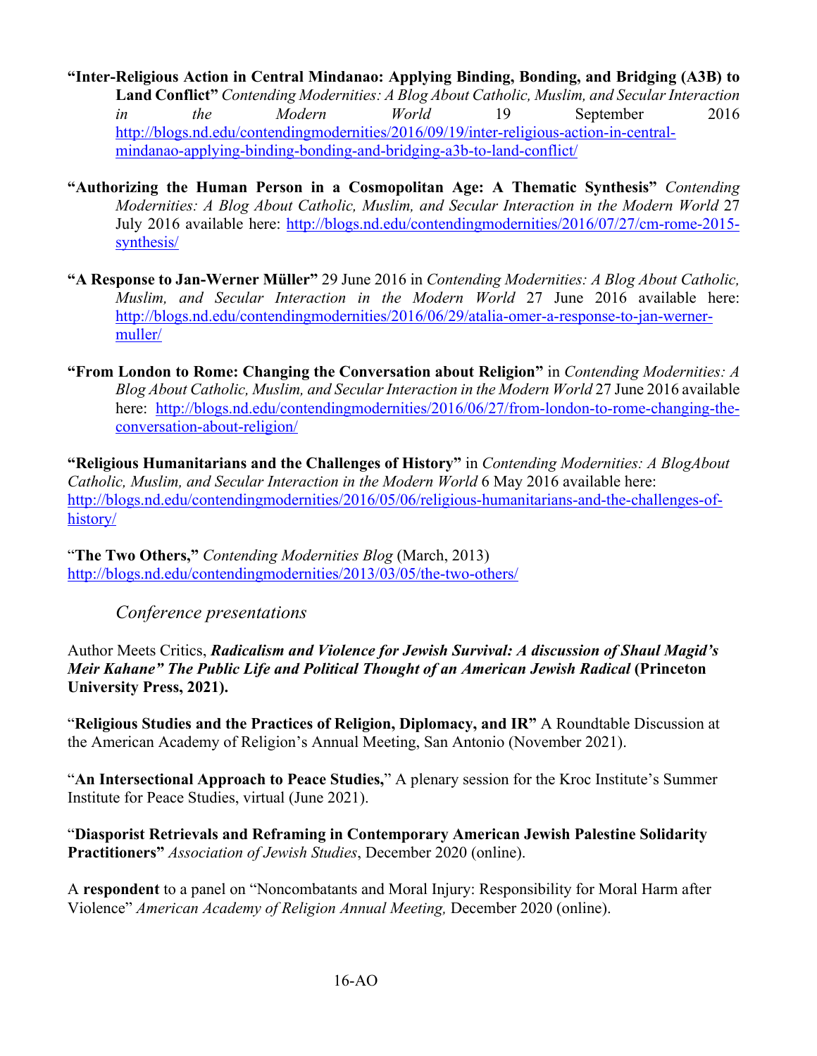**"Inter-Religious Action in Central Mindanao: Applying Binding, Bonding, and Bridging (A3B) to Land Conflict"** *Contending Modernities: A Blog About Catholic, Muslim, and Secular Interaction in the Modern World* 19 September 2016 http://blogs.nd.edu/contendingmodernities/2016/09/19/inter-religious-action-in-central-mindanao-applying-binding-bonding-and-bridging-a3b-to-land-conflict/

**"Authorizing the Human Person in a Cosmopolitan Age: A Thematic Synthesis"** *Contending Modernities: A Blog About Catholic, Muslim, and Secular Interaction in the Modern World* 27 July 2016 available here: http://blogs.nd.edu/contendingmodernities/2016/07/27/cm-rome-2015-synthesis/

**"A Response to Jan-Werner Müller"** 29 June 2016 in *Contending Modernities: A Blog About Catholic, Muslim, and Secular Interaction in the Modern World* 27 June 2016 available here: http://blogs.nd.edu/contendingmodernities/2016/06/29/atalia-omer-a-response-to-jan-werner-muller/

**"From London to Rome: Changing the Conversation about Religion"** in *Contending Modernities: A Blog About Catholic, Muslim, and Secular Interaction in the Modern World* 27 June 2016 available here: http://blogs.nd.edu/contendingmodernities/2016/06/27/from-london-to-rome-changing-the-conversation-about-religion/

**"Religious Humanitarians and the Challenges of History"** in *Contending Modernities: A BlogAbout Catholic, Muslim, and Secular Interaction in the Modern World* 6 May 2016 available here: http://blogs.nd.edu/contendingmodernities/2016/05/06/religious-humanitarians-and-the-challenges-of-history/

"**The Two Others,"** *Contending Modernities Blog* (March, 2013) http://blogs.nd.edu/contendingmodernities/2013/03/05/the-two-others/

### *Conference presentations*

Author Meets Critics, ***Radicalism and Violence for Jewish Survival: A discussion of Shaul Magid's Meir Kahane" The Public Life and Political Thought of an American Jewish Radical*** **(Princeton University Press, 2021).**

"**Religious Studies and the Practices of Religion, Diplomacy, and IR"** A Roundtable Discussion at the American Academy of Religion's Annual Meeting, San Antonio (November 2021).

"**An Intersectional Approach to Peace Studies,**" A plenary session for the Kroc Institute's Summer Institute for Peace Studies, virtual (June 2021).

"**Diasporist Retrievals and Reframing in Contemporary American Jewish Palestine Solidarity Practitioners"** *Association of Jewish Studies*, December 2020 (online).

A **respondent** to a panel on "Noncombatants and Moral Injury: Responsibility for Moral Harm after Violence" *American Academy of Religion Annual Meeting,* December 2020 (online).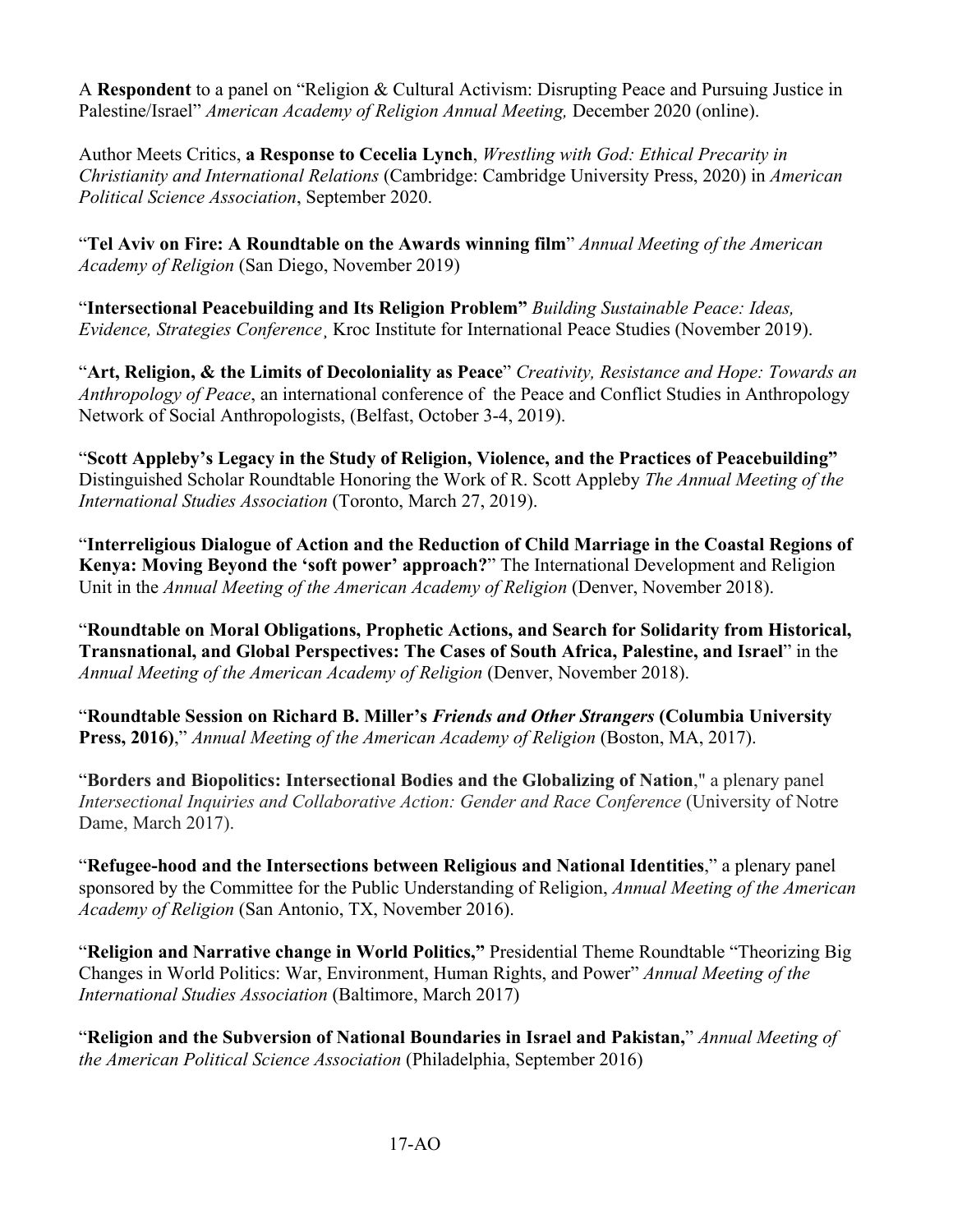A **Respondent** to a panel on "Religion & Cultural Activism: Disrupting Peace and Pursuing Justice in Palestine/Israel" *American Academy of Religion Annual Meeting,* December 2020 (online).

Author Meets Critics, **a Response to Cecelia Lynch**, *Wrestling with God: Ethical Precarity in Christianity and International Relations* (Cambridge: Cambridge University Press, 2020) in *American Political Science Association*, September 2020.

"**Tel Aviv on Fire: A Roundtable on the Awards winning film**" *Annual Meeting of the American Academy of Religion* (San Diego, November 2019)

"**Intersectional Peacebuilding and Its Religion Problem"** *Building Sustainable Peace: Ideas, Evidence, Strategies Conference¸* Kroc Institute for International Peace Studies (November 2019).

"**Art, Religion, & the Limits of Decoloniality as Peace**" *Creativity, Resistance and Hope: Towards an Anthropology of Peace*, an international conference of the Peace and Conflict Studies in Anthropology Network of Social Anthropologists, (Belfast, October 3-4, 2019).

"**Scott Appleby's Legacy in the Study of Religion, Violence, and the Practices of Peacebuilding"** Distinguished Scholar Roundtable Honoring the Work of R. Scott Appleby *The Annual Meeting of the International Studies Association* (Toronto, March 27, 2019).

"**Interreligious Dialogue of Action and the Reduction of Child Marriage in the Coastal Regions of Kenya: Moving Beyond the 'soft power' approach?**" The International Development and Religion Unit in the *Annual Meeting of the American Academy of Religion* (Denver, November 2018).

"**Roundtable on Moral Obligations, Prophetic Actions, and Search for Solidarity from Historical, Transnational, and Global Perspectives: The Cases of South Africa, Palestine, and Israel**" in the *Annual Meeting of the American Academy of Religion* (Denver, November 2018).

"**Roundtable Session on Richard B. Miller's *Friends and Other Strangers* (Columbia University Press, 2016)**," *Annual Meeting of the American Academy of Religion* (Boston, MA, 2017).

"**Borders and Biopolitics: Intersectional Bodies and the Globalizing of Nation**," a plenary panel *Intersectional Inquiries and Collaborative Action: Gender and Race Conference* (University of Notre Dame, March 2017).

"**Refugee-hood and the Intersections between Religious and National Identities**," a plenary panel sponsored by the Committee for the Public Understanding of Religion, *Annual Meeting of the American Academy of Religion* (San Antonio, TX, November 2016).

"**Religion and Narrative change in World Politics,"** Presidential Theme Roundtable "Theorizing Big Changes in World Politics: War, Environment, Human Rights, and Power" *Annual Meeting of the International Studies Association* (Baltimore, March 2017)

"**Religion and the Subversion of National Boundaries in Israel and Pakistan,**" *Annual Meeting of the American Political Science Association* (Philadelphia, September 2016)

17-AO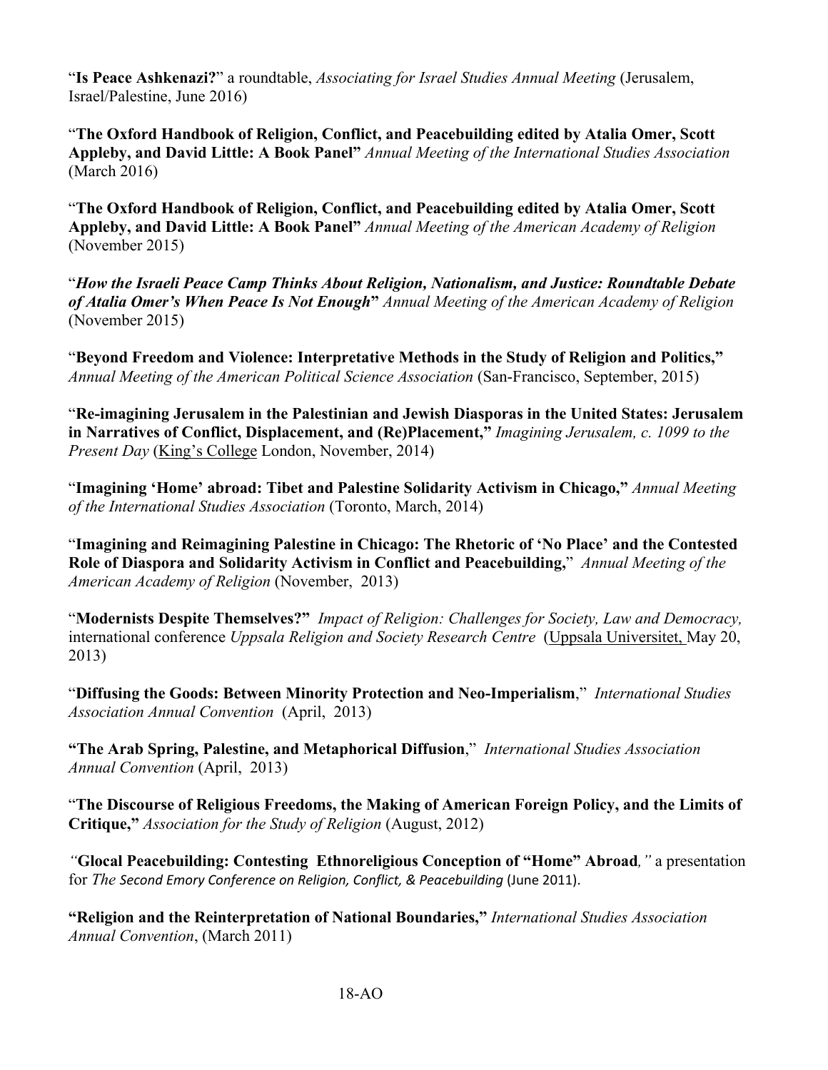"**Is Peace Ashkenazi?**" a roundtable, *Associating for Israel Studies Annual Meeting* (Jerusalem, Israel/Palestine, June 2016)

"**The Oxford Handbook of Religion, Conflict, and Peacebuilding edited by Atalia Omer, Scott Appleby, and David Little: A Book Panel"** *Annual Meeting of the International Studies Association* (March 2016)

"**The Oxford Handbook of Religion, Conflict, and Peacebuilding edited by Atalia Omer, Scott Appleby, and David Little: A Book Panel"** *Annual Meeting of the American Academy of Religion* (November 2015)

"***How the Israeli Peace Camp Thinks About Religion, Nationalism, and Justice: Roundtable Debate of Atalia Omer's When Peace Is Not Enough***" *Annual Meeting of the American Academy of Religion* (November 2015)

"**Beyond Freedom and Violence: Interpretative Methods in the Study of Religion and Politics,"** *Annual Meeting of the American Political Science Association* (San-Francisco, September, 2015)

"**Re-imagining Jerusalem in the Palestinian and Jewish Diasporas in the United States: Jerusalem in Narratives of Conflict, Displacement, and (Re)Placement,"** *Imagining Jerusalem, c. 1099 to the Present Day* (King's College London, November, 2014)

"**Imagining 'Home' abroad: Tibet and Palestine Solidarity Activism in Chicago,"** *Annual Meeting of the International Studies Association* (Toronto, March, 2014)

"**Imagining and Reimagining Palestine in Chicago: The Rhetoric of 'No Place' and the Contested Role of Diaspora and Solidarity Activism in Conflict and Peacebuilding,**" *Annual Meeting of the American Academy of Religion* (November, 2013)

"**Modernists Despite Themselves?"** *Impact of Religion: Challenges for Society, Law and Democracy,* international conference *Uppsala Religion and Society Research Centre* (Uppsala Universitet, May 20, 2013)

"**Diffusing the Goods: Between Minority Protection and Neo-Imperialism**," *International Studies Association Annual Convention* (April, 2013)

**"The Arab Spring, Palestine, and Metaphorical Diffusion**," *International Studies Association Annual Convention* (April, 2013)

"**The Discourse of Religious Freedoms, the Making of American Foreign Policy, and the Limits of Critique,"** *Association for the Study of Religion* (August, 2012)

*"***Glocal Peacebuilding: Contesting Ethnoreligious Conception of "Home" Abroad***,"* a presentation for *The Second Emory Conference on Religion, Conflict, & Peacebuilding* (June 2011).

**"Religion and the Reinterpretation of National Boundaries,"** *International Studies Association Annual Convention*, (March 2011)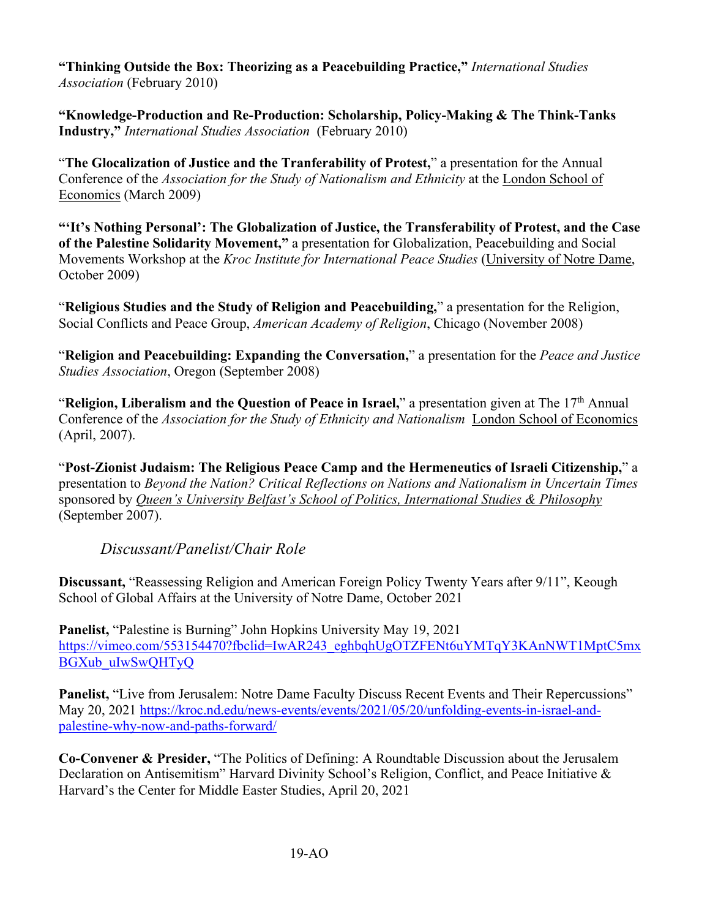**"Thinking Outside the Box: Theorizing as a Peacebuilding Practice,"** *International Studies Association* (February 2010)

**"Knowledge-Production and Re-Production: Scholarship, Policy-Making & The Think-Tanks Industry,"** *International Studies Association* (February 2010)

"**The Glocalization of Justice and the Tranferability of Protest,**" a presentation for the Annual Conference of the *Association for the Study of Nationalism and Ethnicity* at the London School of Economics (March 2009)

**"'It's Nothing Personal': The Globalization of Justice, the Transferability of Protest, and the Case of the Palestine Solidarity Movement,"** a presentation for Globalization, Peacebuilding and Social Movements Workshop at the *Kroc Institute for International Peace Studies* (University of Notre Dame, October 2009)

"**Religious Studies and the Study of Religion and Peacebuilding,**" a presentation for the Religion, Social Conflicts and Peace Group, *American Academy of Religion*, Chicago (November 2008)

"**Religion and Peacebuilding: Expanding the Conversation,**" a presentation for the *Peace and Justice Studies Association*, Oregon (September 2008)

"**Religion, Liberalism and the Question of Peace in Israel,**" a presentation given at The 17th Annual Conference of the *Association for the Study of Ethnicity and Nationalism* London School of Economics (April, 2007).

"**Post-Zionist Judaism: The Religious Peace Camp and the Hermeneutics of Israeli Citizenship,**" a presentation to *Beyond the Nation? Critical Reflections on Nations and Nationalism in Uncertain Times* sponsored by *Queen's University Belfast's School of Politics, International Studies & Philosophy* (September 2007).

### *Discussant/Panelist/Chair Role*

**Discussant,** "Reassessing Religion and American Foreign Policy Twenty Years after 9/11", Keough School of Global Affairs at the University of Notre Dame, October 2021

**Panelist,** "Palestine is Burning" John Hopkins University May 19, 2021 https://vimeo.com/553154470?fbclid=IwAR243_eghbqhUgOTZFENt6uYMTqY3KAnNWT1MptC5mxBGXub_uIwSwQHTyQ

**Panelist,** "Live from Jerusalem: Notre Dame Faculty Discuss Recent Events and Their Repercussions" May 20, 2021 https://kroc.nd.edu/news-events/events/2021/05/20/unfolding-events-in-israel-and-palestine-why-now-and-paths-forward/

**Co-Convener & Presider,** "The Politics of Defining: A Roundtable Discussion about the Jerusalem Declaration on Antisemitism" Harvard Divinity School's Religion, Conflict, and Peace Initiative & Harvard's the Center for Middle Easter Studies, April 20, 2021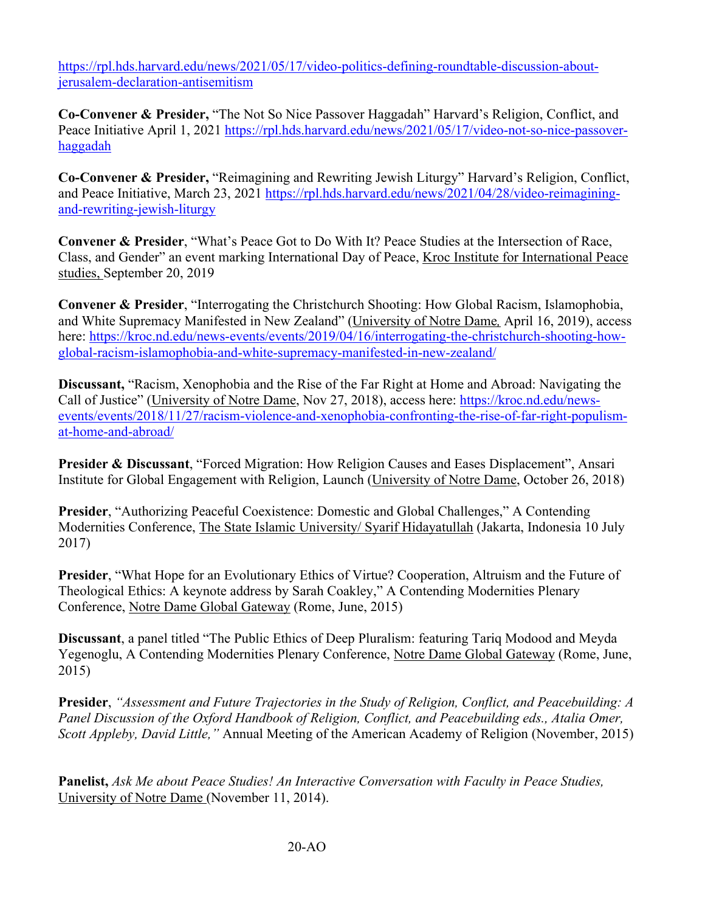https://rpl.hds.harvard.edu/news/2021/05/17/video-politics-defining-roundtable-discussion-about-jerusalem-declaration-antisemitism

**Co-Convener & Presider,** "The Not So Nice Passover Haggadah" Harvard's Religion, Conflict, and Peace Initiative April 1, 2021 https://rpl.hds.harvard.edu/news/2021/05/17/video-not-so-nice-passover-haggadah

**Co-Convener & Presider,** "Reimagining and Rewriting Jewish Liturgy" Harvard's Religion, Conflict, and Peace Initiative, March 23, 2021 https://rpl.hds.harvard.edu/news/2021/04/28/video-reimagining-and-rewriting-jewish-liturgy

**Convener & Presider**, "What's Peace Got to Do With It? Peace Studies at the Intersection of Race, Class, and Gender" an event marking International Day of Peace, Kroc Institute for International Peace studies, September 20, 2019

**Convener & Presider**, "Interrogating the Christchurch Shooting: How Global Racism, Islamophobia, and White Supremacy Manifested in New Zealand" (University of Notre Dame, April 16, 2019), access here: https://kroc.nd.edu/news-events/events/2019/04/16/interrogating-the-christchurch-shooting-how-global-racism-islamophobia-and-white-supremacy-manifested-in-new-zealand/

**Discussant,** "Racism, Xenophobia and the Rise of the Far Right at Home and Abroad: Navigating the Call of Justice" (University of Notre Dame, Nov 27, 2018), access here: https://kroc.nd.edu/news-events/events/2018/11/27/racism-violence-and-xenophobia-confronting-the-rise-of-far-right-populism-at-home-and-abroad/

**Presider & Discussant**, "Forced Migration: How Religion Causes and Eases Displacement", Ansari Institute for Global Engagement with Religion, Launch (University of Notre Dame, October 26, 2018)

**Presider**, "Authorizing Peaceful Coexistence: Domestic and Global Challenges," A Contending Modernities Conference, The State Islamic University/ Syarif Hidayatullah (Jakarta, Indonesia 10 July 2017)

**Presider**, "What Hope for an Evolutionary Ethics of Virtue? Cooperation, Altruism and the Future of Theological Ethics: A keynote address by Sarah Coakley," A Contending Modernities Plenary Conference, Notre Dame Global Gateway (Rome, June, 2015)

**Discussant**, a panel titled "The Public Ethics of Deep Pluralism: featuring Tariq Modood and Meyda Yegenoglu, A Contending Modernities Plenary Conference, Notre Dame Global Gateway (Rome, June, 2015)

**Presider**, *"Assessment and Future Trajectories in the Study of Religion, Conflict, and Peacebuilding: A Panel Discussion of the Oxford Handbook of Religion, Conflict, and Peacebuilding eds., Atalia Omer, Scott Appleby, David Little,"* Annual Meeting of the American Academy of Religion (November, 2015)

**Panelist,** *Ask Me about Peace Studies! An Interactive Conversation with Faculty in Peace Studies,* University of Notre Dame (November 11, 2014).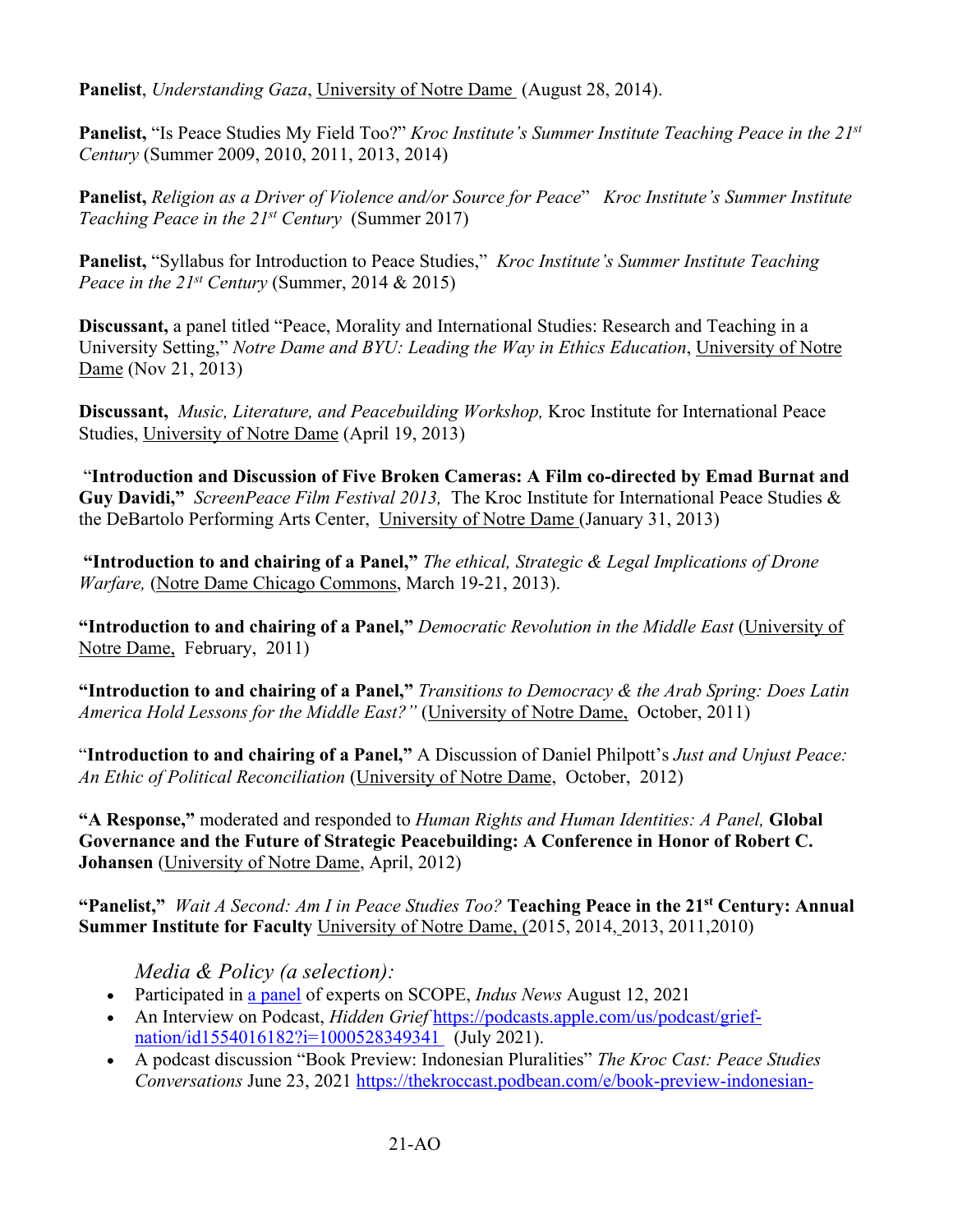**Panelist**, *Understanding Gaza*, University of Notre Dame (August 28, 2014).

**Panelist,** "Is Peace Studies My Field Too?" *Kroc Institute's Summer Institute Teaching Peace in the 21st Century* (Summer 2009, 2010, 2011, 2013, 2014)

**Panelist,** *Religion as a Driver of Violence and/or Source for Peace*" *Kroc Institute's Summer Institute Teaching Peace in the 21st Century* (Summer 2017)

**Panelist,** "Syllabus for Introduction to Peace Studies," *Kroc Institute's Summer Institute Teaching Peace in the 21st Century* (Summer, 2014 & 2015)

**Discussant,** a panel titled "Peace, Morality and International Studies: Research and Teaching in a University Setting," *Notre Dame and BYU: Leading the Way in Ethics Education*, University of Notre Dame (Nov 21, 2013)

**Discussant,** *Music, Literature, and Peacebuilding Workshop,* Kroc Institute for International Peace Studies, University of Notre Dame (April 19, 2013)

"**Introduction and Discussion of Five Broken Cameras: A Film co-directed by Emad Burnat and Guy Davidi,"** *ScreenPeace Film Festival 2013,* The Kroc Institute for International Peace Studies & the DeBartolo Performing Arts Center, University of Notre Dame (January 31, 2013)

**"Introduction to and chairing of a Panel,"** *The ethical, Strategic & Legal Implications of Drone Warfare,* (Notre Dame Chicago Commons, March 19-21, 2013).

**"Introduction to and chairing of a Panel,"** *Democratic Revolution in the Middle East* (University of Notre Dame, February, 2011)

**"Introduction to and chairing of a Panel,"** *Transitions to Democracy & the Arab Spring: Does Latin America Hold Lessons for the Middle East?"* (University of Notre Dame, October, 2011)

"**Introduction to and chairing of a Panel,"** A Discussion of Daniel Philpott's *Just and Unjust Peace: An Ethic of Political Reconciliation* (University of Notre Dame, October, 2012)

**"A Response,"** moderated and responded to *Human Rights and Human Identities: A Panel,* **Global Governance and the Future of Strategic Peacebuilding: A Conference in Honor of Robert C. Johansen** (University of Notre Dame, April, 2012)

**"Panelist,"** *Wait A Second: Am I in Peace Studies Too?* **Teaching Peace in the 21st Century: Annual Summer Institute for Faculty** University of Notre Dame, (2015, 2014, 2013, 2011,2010)

*Media & Policy (a selection):*

- Participated in a panel of experts on SCOPE, *Indus News* August 12, 2021
- An Interview on Podcast, *Hidden Grief* https://podcasts.apple.com/us/podcast/grief-nation/id1554016182?i=1000528349341 (July 2021).
- A podcast discussion "Book Preview: Indonesian Pluralities" *The Kroc Cast: Peace Studies Conversations* June 23, 2021 https://thekroccast.podbean.com/e/book-preview-indonesian-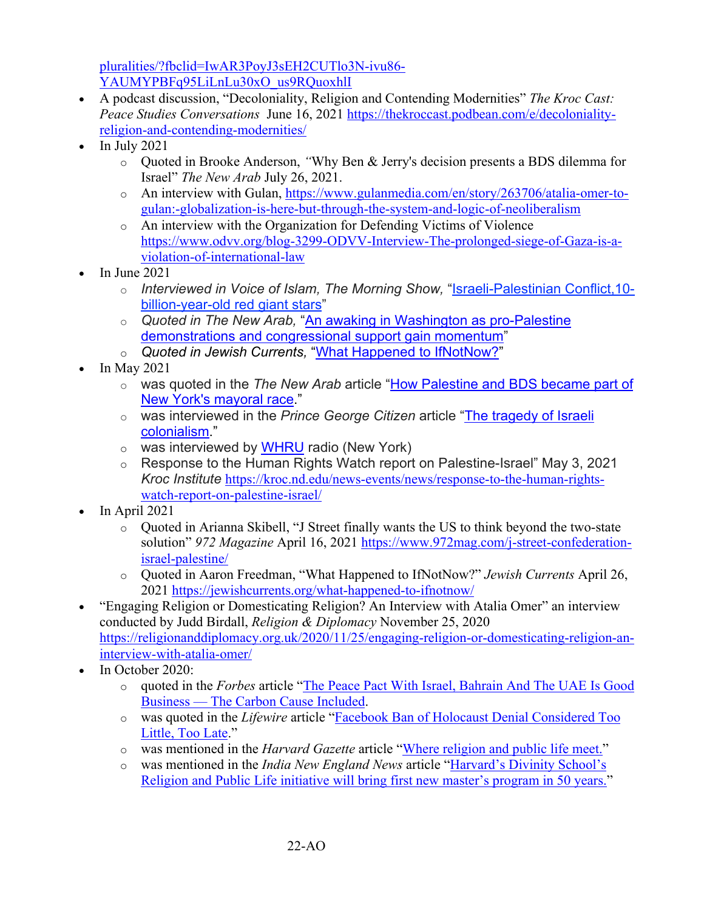pluralities/?fbclid=IwAR3PoyJ3sEH2CUTlo3N-ivu86-YAUMYPBFq95LiLnLu30xO_us9RQuoxhlI

- A podcast discussion, "Decoloniality, Religion and Contending Modernities" *The Kroc Cast: Peace Studies Conversations* June 16, 2021 https://thekroccast.podbean.com/e/decoloniality-religion-and-contending-modernities/
- In July 2021
  - Quoted in Brooke Anderson, *"*Why Ben & Jerry's decision presents a BDS dilemma for Israel" *The New Arab* July 26, 2021.
  - An interview with Gulan, https://www.gulanmedia.com/en/story/263706/atalia-omer-to-gulan:-globalization-is-here-but-through-the-system-and-logic-of-neoliberalism
  - An interview with the Organization for Defending Victims of Violence https://www.odvv.org/blog-3299-ODVV-Interview-The-prolonged-siege-of-Gaza-is-a-violation-of-international-law
- In June 2021
  - *Interviewed in Voice of Islam, The Morning Show,* "Israeli-Palestinian Conflict,10-billion-year-old red giant stars"
  - *Quoted in The New Arab,* "An awaking in Washington as pro-Palestine demonstrations and congressional support gain momentum"
  - *Quoted in Jewish Currents,* "What Happened to IfNotNow?"
- In May 2021
  - was quoted in the *The New Arab* article "How Palestine and BDS became part of New York's mayoral race."
  - was interviewed in the *Prince George Citizen* article "The tragedy of Israeli colonialism."
  - was interviewed by WHRU radio (New York)
  - Response to the Human Rights Watch report on Palestine-Israel" May 3, 2021 *Kroc Institute* https://kroc.nd.edu/news-events/news/response-to-the-human-rights-watch-report-on-palestine-israel/
- In April 2021
  - Quoted in Arianna Skibell, "J Street finally wants the US to think beyond the two-state solution" *972 Magazine* April 16, 2021 https://www.972mag.com/j-street-confederation-israel-palestine/
  - Quoted in Aaron Freedman, "What Happened to IfNotNow?" *Jewish Currents* April 26, 2021 https://jewishcurrents.org/what-happened-to-ifnotnow/
- "Engaging Religion or Domesticating Religion? An Interview with Atalia Omer" an interview conducted by Judd Birdall, *Religion & Diplomacy* November 25, 2020 https://religionanddiplomacy.org.uk/2020/11/25/engaging-religion-or-domesticating-religion-an-interview-with-atalia-omer/
- In October 2020:
  - quoted in the *Forbes* article "The Peace Pact With Israel, Bahrain And The UAE Is Good Business — The Carbon Cause Included.
  - was quoted in the *Lifewire* article "Facebook Ban of Holocaust Denial Considered Too Little, Too Late."
  - was mentioned in the *Harvard Gazette* article "Where religion and public life meet."
  - was mentioned in the *India New England News* article "Harvard's Divinity School's Religion and Public Life initiative will bring first new master's program in 50 years."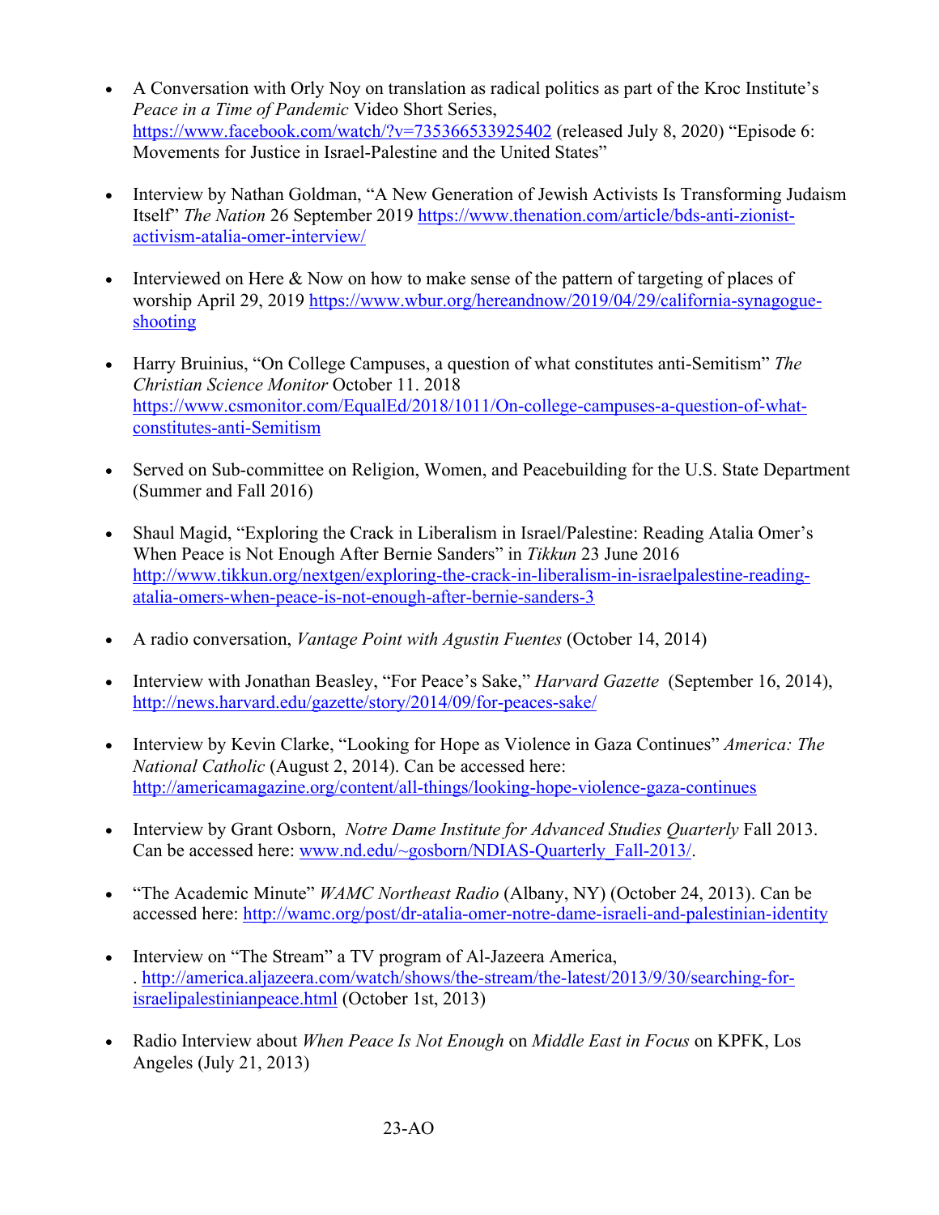- A Conversation with Orly Noy on translation as radical politics as part of the Kroc Institute's *Peace in a Time of Pandemic* Video Short Series, https://www.facebook.com/watch/?v=735366533925402 (released July 8, 2020) "Episode 6: Movements for Justice in Israel-Palestine and the United States"

- Interview by Nathan Goldman, "A New Generation of Jewish Activists Is Transforming Judaism Itself" *The Nation* 26 September 2019 https://www.thenation.com/article/bds-anti-zionist-activism-atalia-omer-interview/

- Interviewed on Here & Now on how to make sense of the pattern of targeting of places of worship April 29, 2019 https://www.wbur.org/hereandnow/2019/04/29/california-synagogue-shooting

- Harry Bruinius, "On College Campuses, a question of what constitutes anti-Semitism" *The Christian Science Monitor* October 11. 2018 https://www.csmonitor.com/EqualEd/2018/1011/On-college-campuses-a-question-of-what-constitutes-anti-Semitism

- Served on Sub-committee on Religion, Women, and Peacebuilding for the U.S. State Department (Summer and Fall 2016)

- Shaul Magid, "Exploring the Crack in Liberalism in Israel/Palestine: Reading Atalia Omer's When Peace is Not Enough After Bernie Sanders" in *Tikkun* 23 June 2016 http://www.tikkun.org/nextgen/exploring-the-crack-in-liberalism-in-israelpalestine-reading-atalia-omers-when-peace-is-not-enough-after-bernie-sanders-3

- A radio conversation, *Vantage Point with Agustin Fuentes* (October 14, 2014)

- Interview with Jonathan Beasley, "For Peace's Sake," *Harvard Gazette* (September 16, 2014), http://news.harvard.edu/gazette/story/2014/09/for-peaces-sake/

- Interview by Kevin Clarke, "Looking for Hope as Violence in Gaza Continues" *America: The National Catholic* (August 2, 2014). Can be accessed here: http://americamagazine.org/content/all-things/looking-hope-violence-gaza-continues

- Interview by Grant Osborn, *Notre Dame Institute for Advanced Studies Quarterly* Fall 2013. Can be accessed here: www.nd.edu/~gosborn/NDIAS-Quarterly_Fall-2013/.

- "The Academic Minute" *WAMC Northeast Radio* (Albany, NY) (October 24, 2013). Can be accessed here: http://wamc.org/post/dr-atalia-omer-notre-dame-israeli-and-palestinian-identity

- Interview on "The Stream" a TV program of Al-Jazeera America, . http://america.aljazeera.com/watch/shows/the-stream/the-latest/2013/9/30/searching-for-israelipalestinianpeace.html (October 1st, 2013)

- Radio Interview about *When Peace Is Not Enough* on *Middle East in Focus* on KPFK, Los Angeles (July 21, 2013)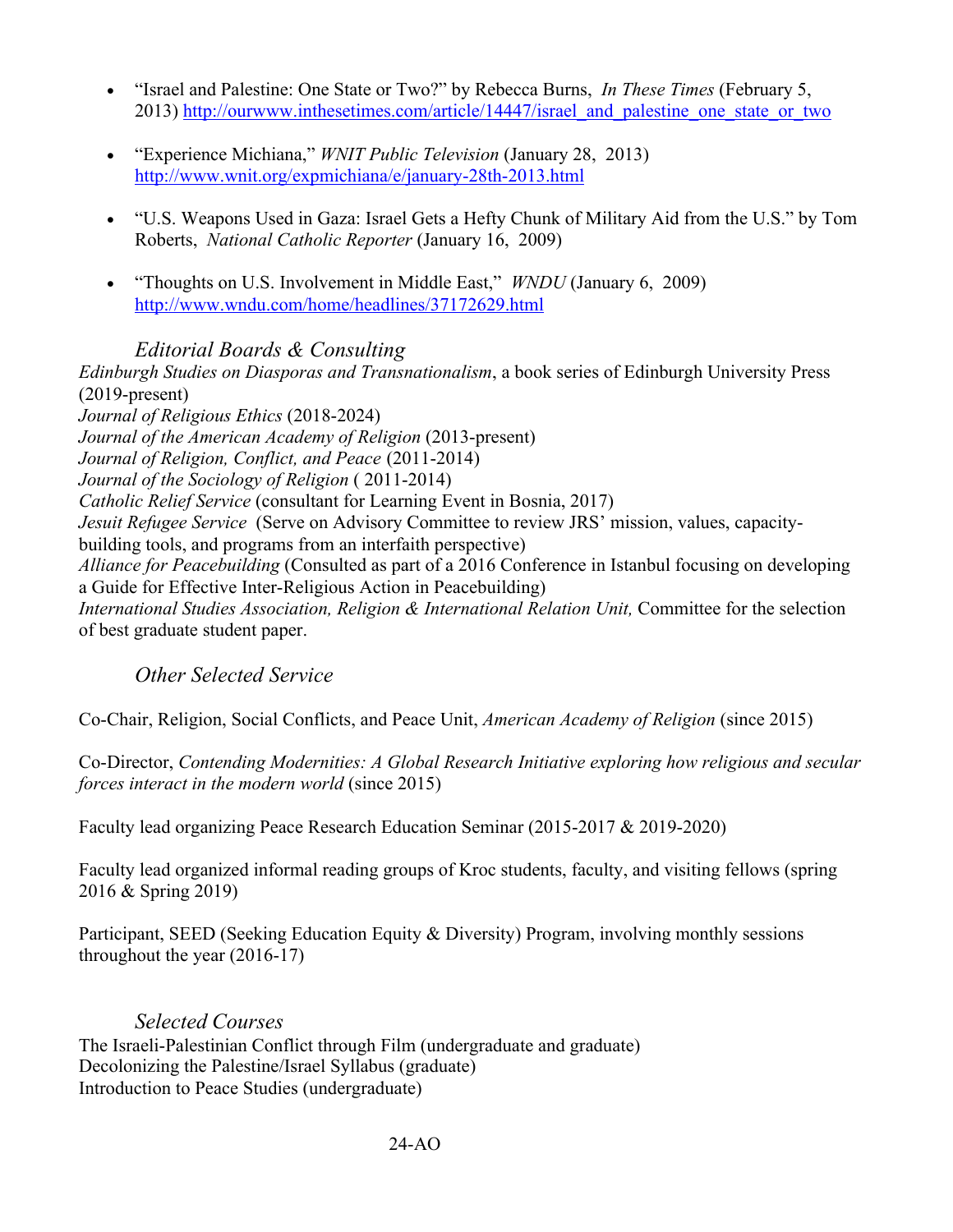- "Israel and Palestine: One State or Two?" by Rebecca Burns, *In These Times* (February 5, 2013) http://ourwww.inthesetimes.com/article/14447/israel_and_palestine_one_state_or_two

- "Experience Michiana," *WNIT Public Television* (January 28, 2013) http://www.wnit.org/expmichiana/e/january-28th-2013.html

- "U.S. Weapons Used in Gaza: Israel Gets a Hefty Chunk of Military Aid from the U.S." by Tom Roberts, *National Catholic Reporter* (January 16, 2009)

- "Thoughts on U.S. Involvement in Middle East," *WNDU* (January 6, 2009) http://www.wndu.com/home/headlines/37172629.html

### *Editorial Boards & Consulting*

*Edinburgh Studies on Diasporas and Transnationalism*, a book series of Edinburgh University Press (2019-present)
*Journal of Religious Ethics* (2018-2024)
*Journal of the American Academy of Religion* (2013-present)
*Journal of Religion, Conflict, and Peace* (2011-2014)
*Journal of the Sociology of Religion* ( 2011-2014)
*Catholic Relief Service* (consultant for Learning Event in Bosnia, 2017)
*Jesuit Refugee Service* (Serve on Advisory Committee to review JRS' mission, values, capacity-building tools, and programs from an interfaith perspective)
*Alliance for Peacebuilding* (Consulted as part of a 2016 Conference in Istanbul focusing on developing a Guide for Effective Inter-Religious Action in Peacebuilding)
*International Studies Association, Religion & International Relation Unit,* Committee for the selection of best graduate student paper.

### *Other Selected Service*

Co-Chair, Religion, Social Conflicts, and Peace Unit, *American Academy of Religion* (since 2015)

Co-Director, *Contending Modernities: A Global Research Initiative exploring how religious and secular forces interact in the modern world* (since 2015)

Faculty lead organizing Peace Research Education Seminar (2015-2017 & 2019-2020)

Faculty lead organized informal reading groups of Kroc students, faculty, and visiting fellows (spring 2016 & Spring 2019)

Participant, SEED (Seeking Education Equity & Diversity) Program, involving monthly sessions throughout the year (2016-17)

### *Selected Courses*

The Israeli-Palestinian Conflict through Film (undergraduate and graduate)
Decolonizing the Palestine/Israel Syllabus (graduate)
Introduction to Peace Studies (undergraduate)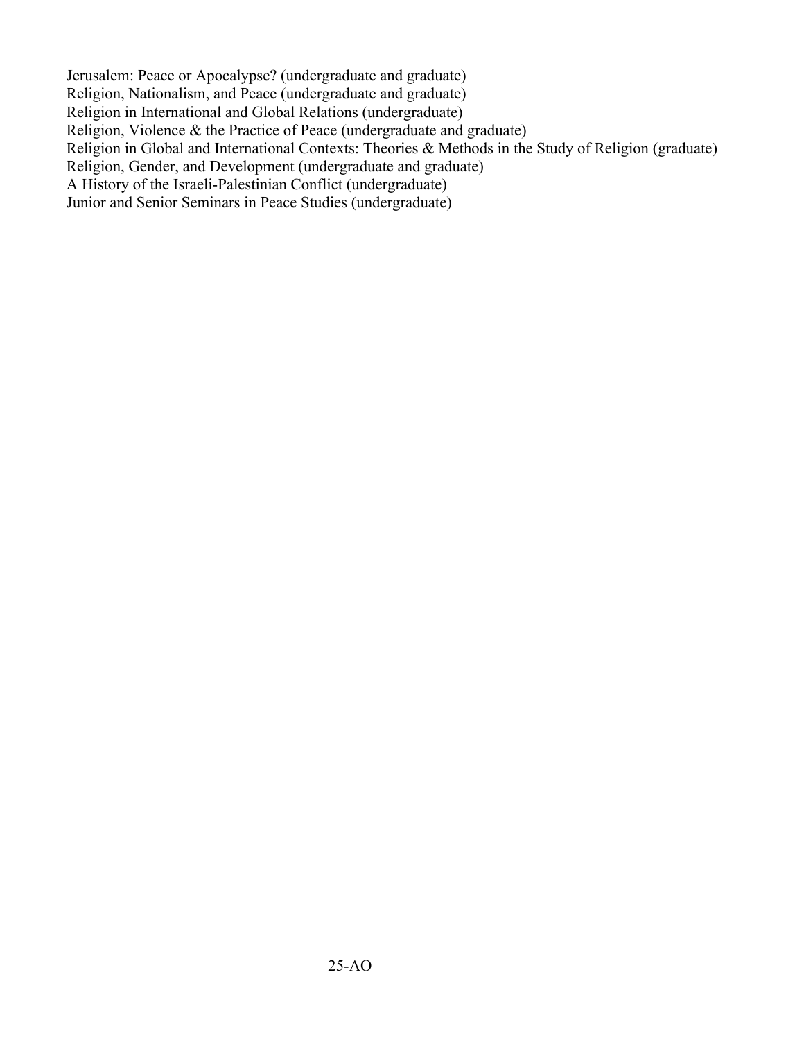Jerusalem: Peace or Apocalypse? (undergraduate and graduate)
Religion, Nationalism, and Peace (undergraduate and graduate)
Religion in International and Global Relations (undergraduate)
Religion, Violence & the Practice of Peace (undergraduate and graduate)
Religion in Global and International Contexts: Theories & Methods in the Study of Religion (graduate)
Religion, Gender, and Development (undergraduate and graduate)
A History of the Israeli-Palestinian Conflict (undergraduate)
Junior and Senior Seminars in Peace Studies (undergraduate)